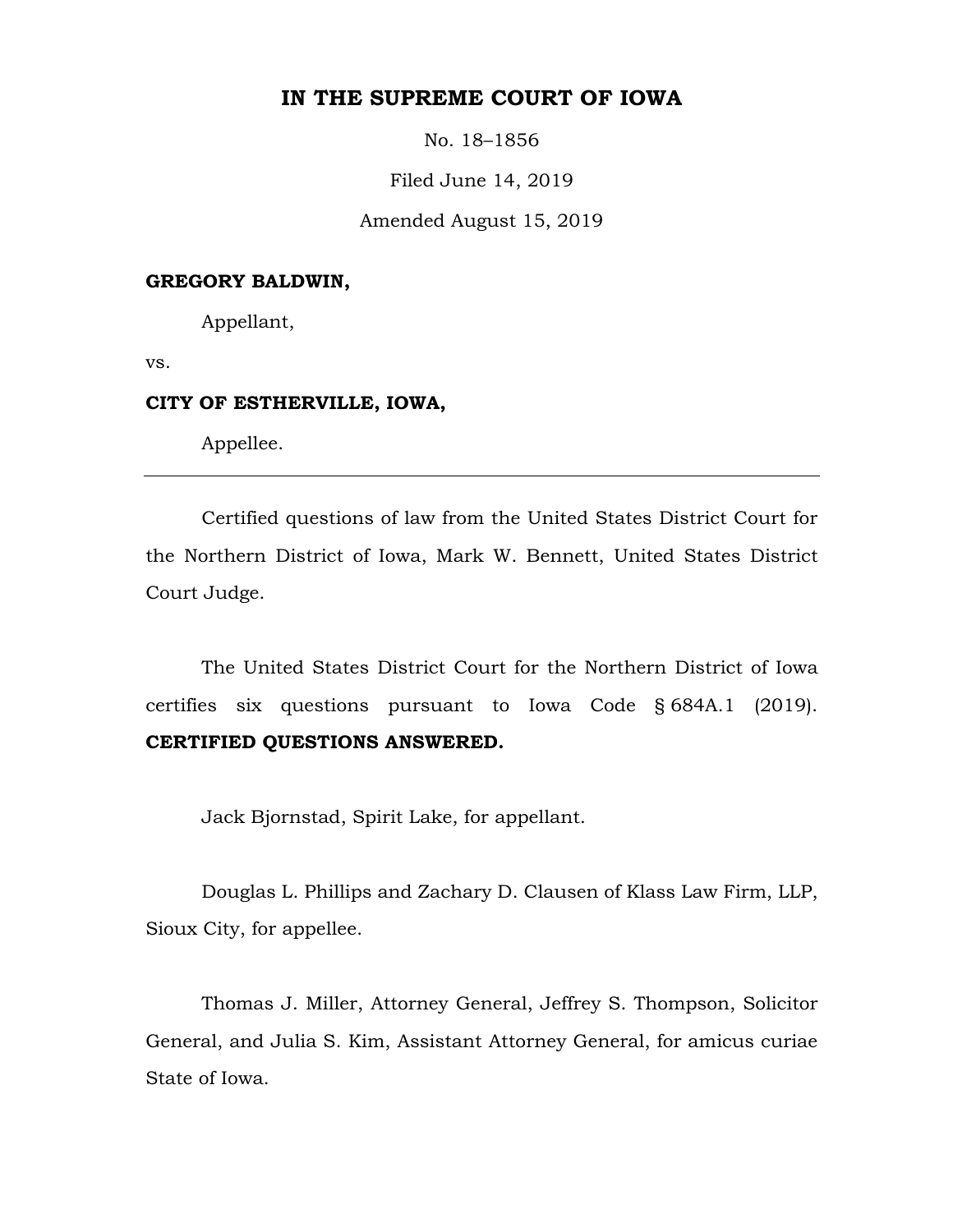# IN THE SUPREME COURT OF IOWA

No. 18–1856

Filed June 14, 2019

Amended August 15, 2019

**GREGORY BALDWIN,**

Appellant,

vs.

**CITY OF ESTHERVILLE, IOWA,**

Appellee.

---

Certified questions of law from the United States District Court for the Northern District of Iowa, Mark W. Bennett, United States District Court Judge.

The United States District Court for the Northern District of Iowa certifies six questions pursuant to Iowa Code § 684A.1 (2019). **CERTIFIED QUESTIONS ANSWERED.**

Jack Bjornstad, Spirit Lake, for appellant.

Douglas L. Phillips and Zachary D. Clausen of Klass Law Firm, LLP, Sioux City, for appellee.

Thomas J. Miller, Attorney General, Jeffrey S. Thompson, Solicitor General, and Julia S. Kim, Assistant Attorney General, for amicus curiae State of Iowa.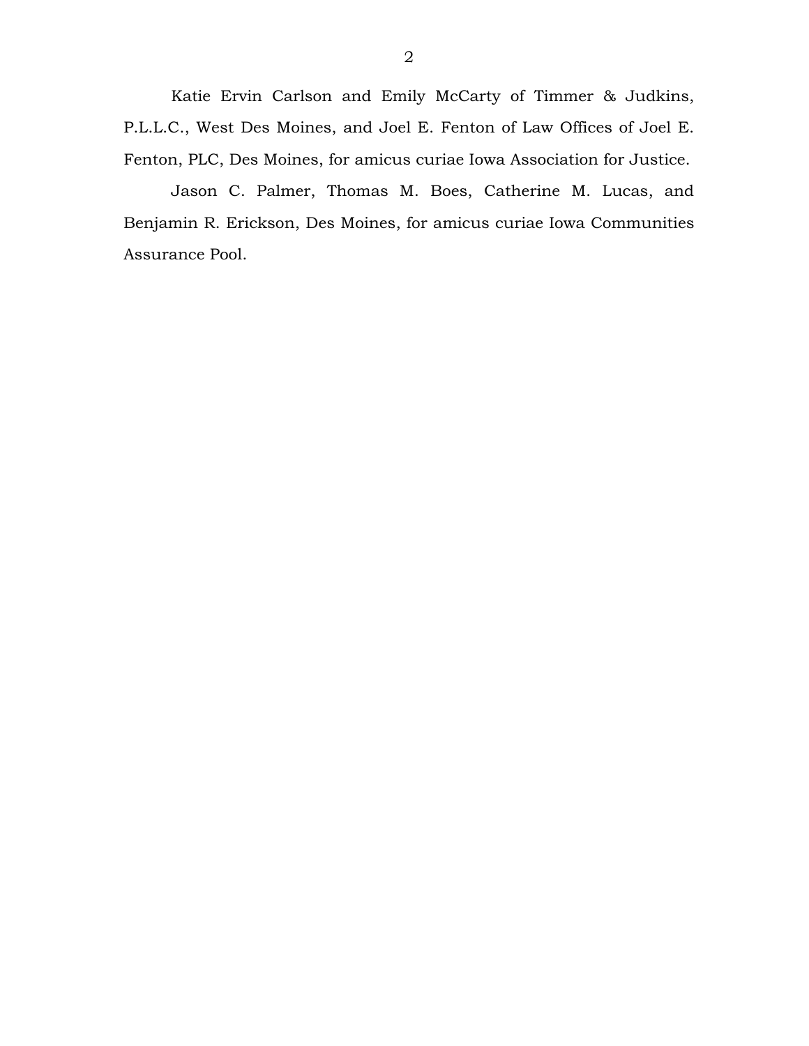Katie Ervin Carlson and Emily McCarty of Timmer & Judkins, P.L.L.C., West Des Moines, and Joel E. Fenton of Law Offices of Joel E. Fenton, PLC, Des Moines, for amicus curiae Iowa Association for Justice.

Jason C. Palmer, Thomas M. Boes, Catherine M. Lucas, and Benjamin R. Erickson, Des Moines, for amicus curiae Iowa Communities Assurance Pool.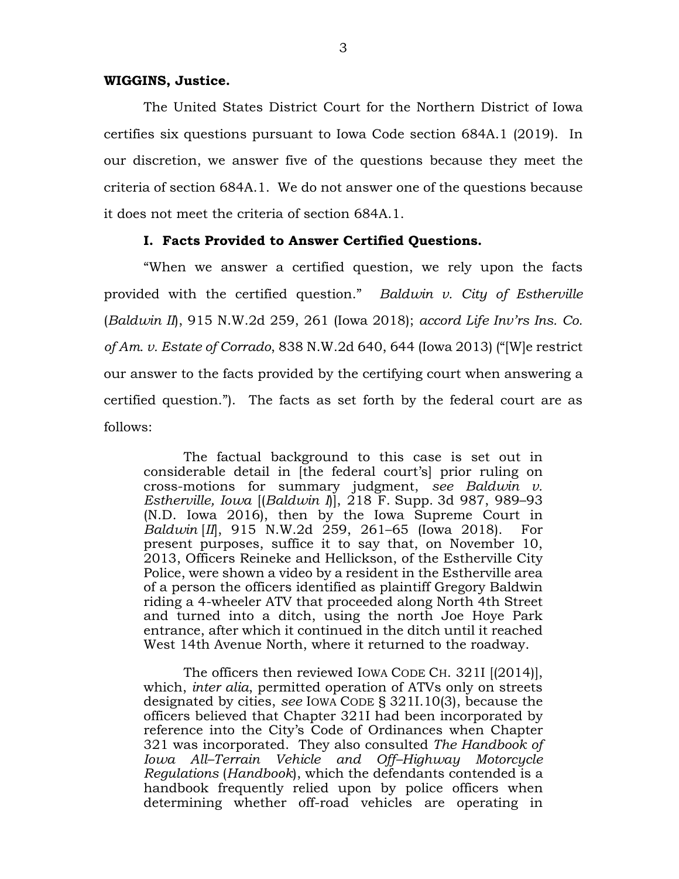**WIGGINS, Justice.**

The United States District Court for the Northern District of Iowa certifies six questions pursuant to Iowa Code section 684A.1 (2019). In our discretion, we answer five of the questions because they meet the criteria of section 684A.1. We do not answer one of the questions because it does not meet the criteria of section 684A.1.

## I. Facts Provided to Answer Certified Questions.

"When we answer a certified question, we rely upon the facts provided with the certified question." *Baldwin v. City of Estherville* (*Baldwin II*), 915 N.W.2d 259, 261 (Iowa 2018); *accord Life Inv'rs Ins. Co. of Am. v. Estate of Corrado*, 838 N.W.2d 640, 644 (Iowa 2013) ("[W]e restrict our answer to the facts provided by the certifying court when answering a certified question."). The facts as set forth by the federal court are as follows:

> The factual background to this case is set out in considerable detail in [the federal court's] prior ruling on cross-motions for summary judgment, *see Baldwin v. Estherville, Iowa* [(*Baldwin I*)], 218 F. Supp. 3d 987, 989–93 (N.D. Iowa 2016), then by the Iowa Supreme Court in *Baldwin* [*II*], 915 N.W.2d 259, 261–65 (Iowa 2018). For present purposes, suffice it to say that, on November 10, 2013, Officers Reineke and Hellickson, of the Estherville City Police, were shown a video by a resident in the Estherville area of a person the officers identified as plaintiff Gregory Baldwin riding a 4-wheeler ATV that proceeded along North 4th Street and turned into a ditch, using the north Joe Hoye Park entrance, after which it continued in the ditch until it reached West 14th Avenue North, where it returned to the roadway.
>
> The officers then reviewed IOWA CODE CH. 321I [(2014)], which, *inter alia*, permitted operation of ATVs only on streets designated by cities, *see* IOWA CODE § 321I.10(3), because the officers believed that Chapter 321I had been incorporated by reference into the City's Code of Ordinances when Chapter 321 was incorporated. They also consulted *The Handbook of Iowa All–Terrain Vehicle and Off–Highway Motorcycle Regulations* (*Handbook*), which the defendants contended is a handbook frequently relied upon by police officers when determining whether off-road vehicles are operating in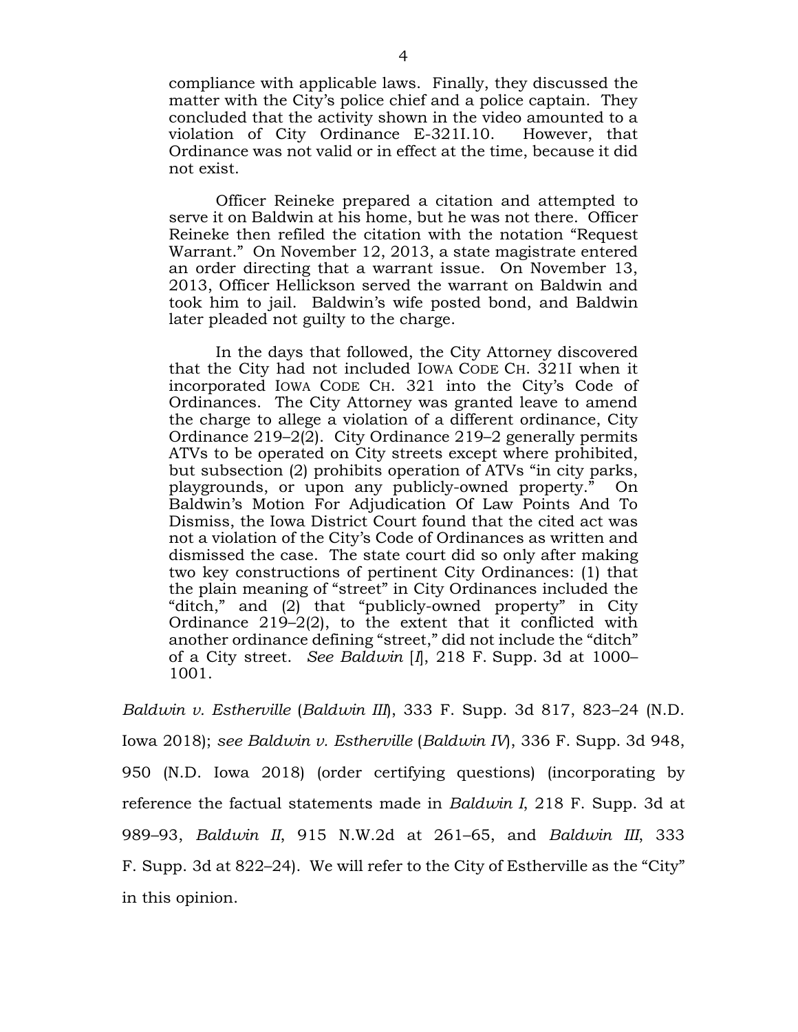> compliance with applicable laws. Finally, they discussed the matter with the City's police chief and a police captain. They concluded that the activity shown in the video amounted to a violation of City Ordinance E-321I.10. However, that Ordinance was not valid or in effect at the time, because it did not exist.
>
> Officer Reineke prepared a citation and attempted to serve it on Baldwin at his home, but he was not there. Officer Reineke then refiled the citation with the notation "Request Warrant." On November 12, 2013, a state magistrate entered an order directing that a warrant issue. On November 13, 2013, Officer Hellickson served the warrant on Baldwin and took him to jail. Baldwin's wife posted bond, and Baldwin later pleaded not guilty to the charge.
>
> In the days that followed, the City Attorney discovered that the City had not included IOWA CODE CH. 321I when it incorporated IOWA CODE CH. 321 into the City's Code of Ordinances. The City Attorney was granted leave to amend the charge to allege a violation of a different ordinance, City Ordinance 219–2(2). City Ordinance 219–2 generally permits ATVs to be operated on City streets except where prohibited, but subsection (2) prohibits operation of ATVs "in city parks, playgrounds, or upon any publicly-owned property." On Baldwin's Motion For Adjudication Of Law Points And To Dismiss, the Iowa District Court found that the cited act was not a violation of the City's Code of Ordinances as written and dismissed the case. The state court did so only after making two key constructions of pertinent City Ordinances: (1) that the plain meaning of "street" in City Ordinances included the "ditch," and (2) that "publicly-owned property" in City Ordinance 219–2(2), to the extent that it conflicted with another ordinance defining "street," did not include the "ditch" of a City street. *See Baldwin* [*I*], 218 F. Supp. 3d at 1000–1001.

*Baldwin v. Estherville* (*Baldwin III*), 333 F. Supp. 3d 817, 823–24 (N.D. Iowa 2018); *see Baldwin v. Estherville* (*Baldwin IV*), 336 F. Supp. 3d 948, 950 (N.D. Iowa 2018) (order certifying questions) (incorporating by reference the factual statements made in *Baldwin I*, 218 F. Supp. 3d at 989–93, *Baldwin II*, 915 N.W.2d at 261–65, and *Baldwin III*, 333 F. Supp. 3d at 822–24). We will refer to the City of Estherville as the "City" in this opinion.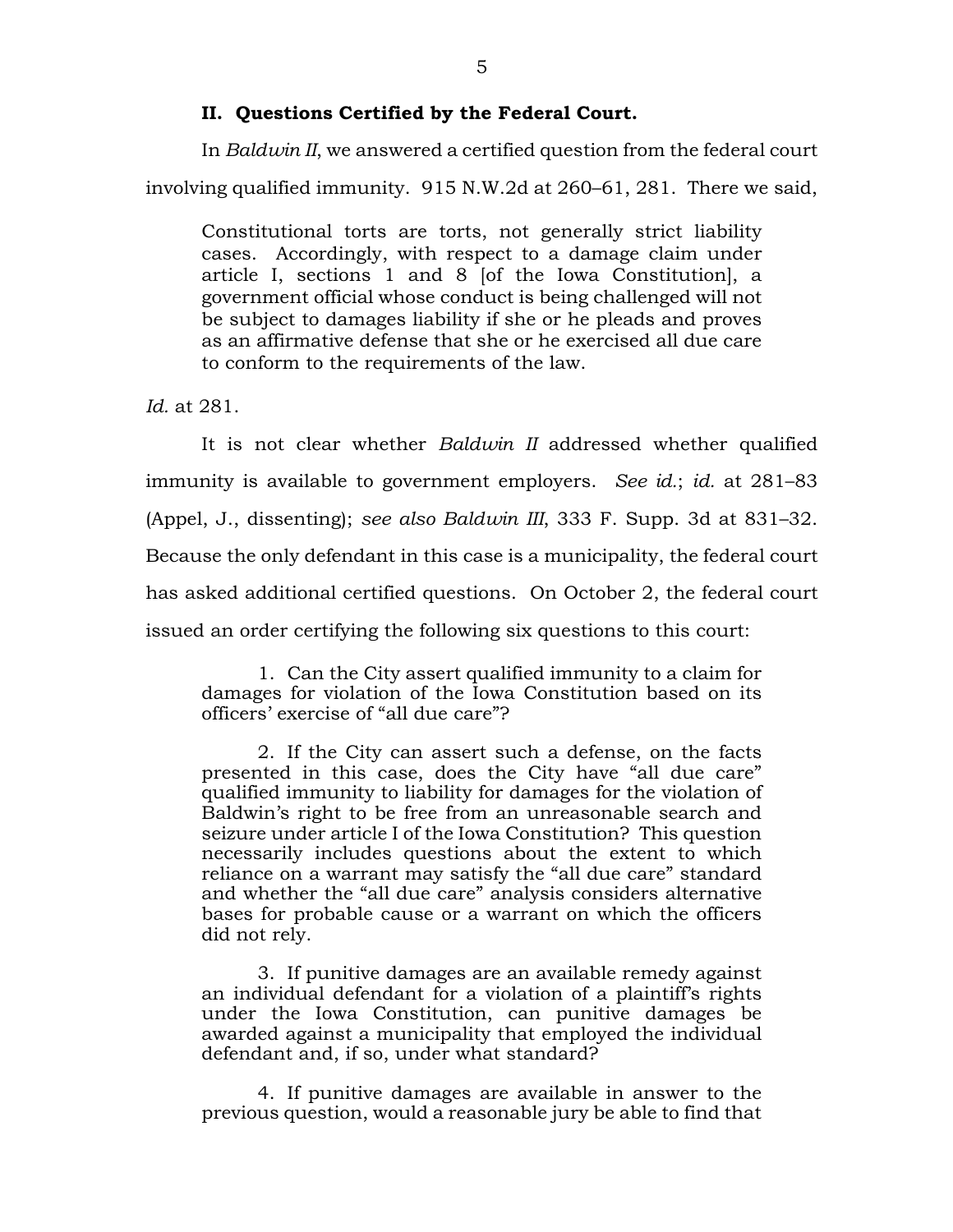## II. Questions Certified by the Federal Court.

In *Baldwin II*, we answered a certified question from the federal court involving qualified immunity. 915 N.W.2d at 260–61, 281. There we said,

> Constitutional torts are torts, not generally strict liability cases. Accordingly, with respect to a damage claim under article I, sections 1 and 8 [of the Iowa Constitution], a government official whose conduct is being challenged will not be subject to damages liability if she or he pleads and proves as an affirmative defense that she or he exercised all due care to conform to the requirements of the law.

*Id.* at 281.

It is not clear whether *Baldwin II* addressed whether qualified immunity is available to government employers. *See id.*; *id.* at 281–83 (Appel, J., dissenting); *see also Baldwin III*, 333 F. Supp. 3d at 831–32. Because the only defendant in this case is a municipality, the federal court has asked additional certified questions. On October 2, the federal court issued an order certifying the following six questions to this court:

> 1. Can the City assert qualified immunity to a claim for damages for violation of the Iowa Constitution based on its officers' exercise of "all due care"?
>
> 2. If the City can assert such a defense, on the facts presented in this case, does the City have "all due care" qualified immunity to liability for damages for the violation of Baldwin's right to be free from an unreasonable search and seizure under article I of the Iowa Constitution? This question necessarily includes questions about the extent to which reliance on a warrant may satisfy the "all due care" standard and whether the "all due care" analysis considers alternative bases for probable cause or a warrant on which the officers did not rely.
>
> 3. If punitive damages are an available remedy against an individual defendant for a violation of a plaintiff's rights under the Iowa Constitution, can punitive damages be awarded against a municipality that employed the individual defendant and, if so, under what standard?
>
> 4. If punitive damages are available in answer to the previous question, would a reasonable jury be able to find that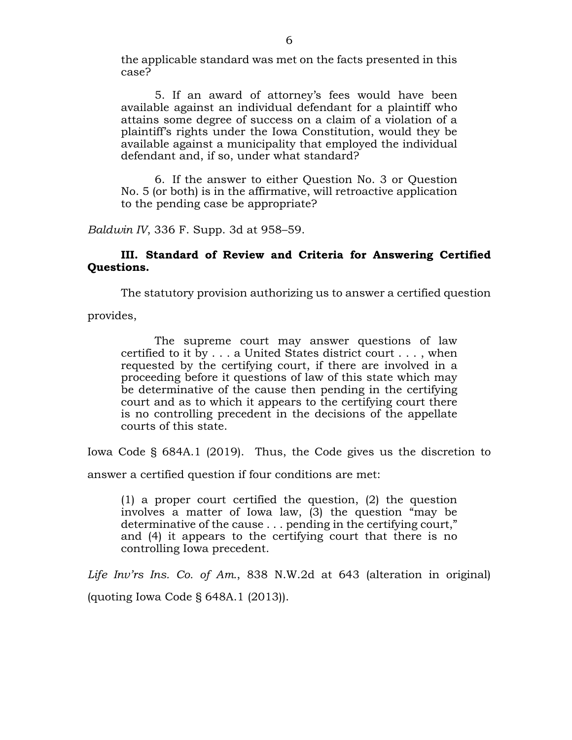> the applicable standard was met on the facts presented in this case?
>
> 5. If an award of attorney's fees would have been available against an individual defendant for a plaintiff who attains some degree of success on a claim of a violation of a plaintiff's rights under the Iowa Constitution, would they be available against a municipality that employed the individual defendant and, if so, under what standard?
>
> 6. If the answer to either Question No. 3 or Question No. 5 (or both) is in the affirmative, will retroactive application to the pending case be appropriate?

*Baldwin IV*, 336 F. Supp. 3d at 958–59.

**III. Standard of Review and Criteria for Answering Certified Questions.**

The statutory provision authorizing us to answer a certified question provides,

> The supreme court may answer questions of law certified to it by . . . a United States district court . . . , when requested by the certifying court, if there are involved in a proceeding before it questions of law of this state which may be determinative of the cause then pending in the certifying court and as to which it appears to the certifying court there is no controlling precedent in the decisions of the appellate courts of this state.

Iowa Code § 684A.1 (2019). Thus, the Code gives us the discretion to answer a certified question if four conditions are met:

> (1) a proper court certified the question, (2) the question involves a matter of Iowa law, (3) the question "may be determinative of the cause . . . pending in the certifying court," and (4) it appears to the certifying court that there is no controlling Iowa precedent.

*Life Inv'rs Ins. Co. of Am.*, 838 N.W.2d at 643 (alteration in original) (quoting Iowa Code § 648A.1 (2013)).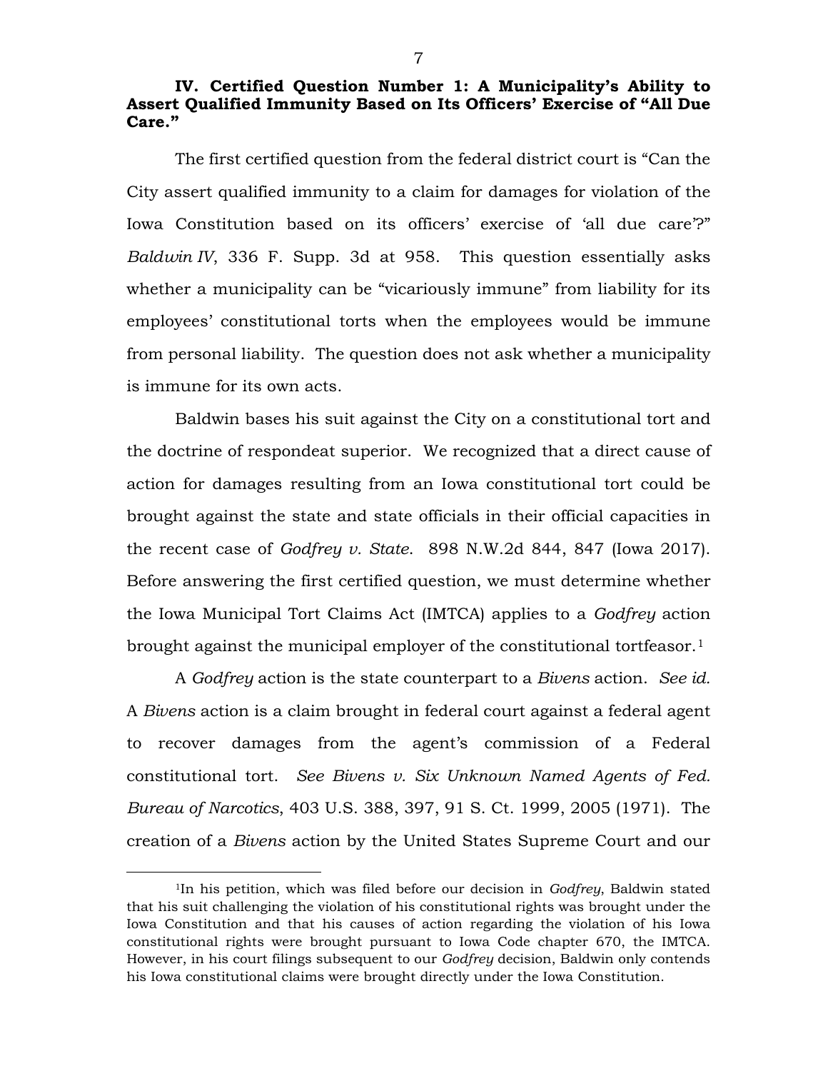### IV. Certified Question Number 1: A Municipality's Ability to Assert Qualified Immunity Based on Its Officers' Exercise of "All Due Care."

The first certified question from the federal district court is "Can the City assert qualified immunity to a claim for damages for violation of the Iowa Constitution based on its officers' exercise of 'all due care'?" *Baldwin IV*, 336 F. Supp. 3d at 958. This question essentially asks whether a municipality can be "vicariously immune" from liability for its employees' constitutional torts when the employees would be immune from personal liability. The question does not ask whether a municipality is immune for its own acts.

Baldwin bases his suit against the City on a constitutional tort and the doctrine of respondeat superior. We recognized that a direct cause of action for damages resulting from an Iowa constitutional tort could be brought against the state and state officials in their official capacities in the recent case of *Godfrey v. State*. 898 N.W.2d 844, 847 (Iowa 2017). Before answering the first certified question, we must determine whether the Iowa Municipal Tort Claims Act (IMTCA) applies to a *Godfrey* action brought against the municipal employer of the constitutional tortfeasor.[1]

A *Godfrey* action is the state counterpart to a *Bivens* action. *See id.* A *Bivens* action is a claim brought in federal court against a federal agent to recover damages from the agent's commission of a Federal constitutional tort. *See Bivens v. Six Unknown Named Agents of Fed. Bureau of Narcotics*, 403 U.S. 388, 397, 91 S. Ct. 1999, 2005 (1971). The creation of a *Bivens* action by the United States Supreme Court and our

---

[1]In his petition, which was filed before our decision in *Godfrey*, Baldwin stated that his suit challenging the violation of his constitutional rights was brought under the Iowa Constitution and that his causes of action regarding the violation of his Iowa constitutional rights were brought pursuant to Iowa Code chapter 670, the IMTCA. However, in his court filings subsequent to our *Godfrey* decision, Baldwin only contends his Iowa constitutional claims were brought directly under the Iowa Constitution.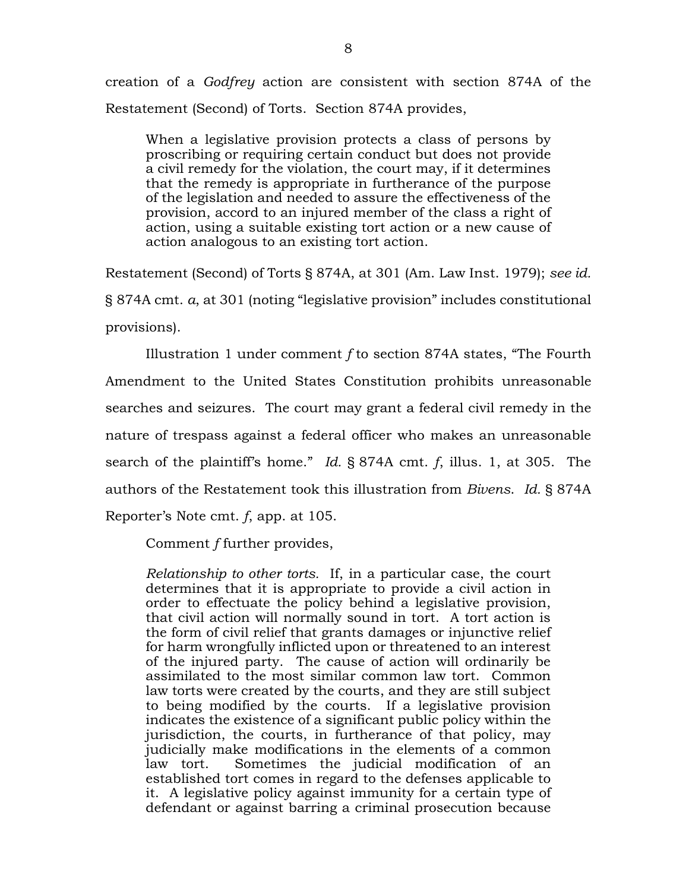creation of a *Godfrey* action are consistent with section 874A of the Restatement (Second) of Torts. Section 874A provides,

> When a legislative provision protects a class of persons by proscribing or requiring certain conduct but does not provide a civil remedy for the violation, the court may, if it determines that the remedy is appropriate in furtherance of the purpose of the legislation and needed to assure the effectiveness of the provision, accord to an injured member of the class a right of action, using a suitable existing tort action or a new cause of action analogous to an existing tort action.

Restatement (Second) of Torts § 874A, at 301 (Am. Law Inst. 1979); *see id.* § 874A cmt. *a*, at 301 (noting "legislative provision" includes constitutional provisions).

Illustration 1 under comment *f* to section 874A states, "The Fourth Amendment to the United States Constitution prohibits unreasonable searches and seizures. The court may grant a federal civil remedy in the nature of trespass against a federal officer who makes an unreasonable search of the plaintiff's home." *Id.* § 874A cmt. *f*, illus. 1, at 305. The authors of the Restatement took this illustration from *Bivens*. *Id.* § 874A Reporter's Note cmt. *f*, app. at 105.

Comment *f* further provides,

> *Relationship to other torts.* If, in a particular case, the court determines that it is appropriate to provide a civil action in order to effectuate the policy behind a legislative provision, that civil action will normally sound in tort. A tort action is the form of civil relief that grants damages or injunctive relief for harm wrongfully inflicted upon or threatened to an interest of the injured party. The cause of action will ordinarily be assimilated to the most similar common law tort. Common law torts were created by the courts, and they are still subject to being modified by the courts. If a legislative provision indicates the existence of a significant public policy within the jurisdiction, the courts, in furtherance of that policy, may judicially make modifications in the elements of a common law tort. Sometimes the judicial modification of an established tort comes in regard to the defenses applicable to it. A legislative policy against immunity for a certain type of defendant or against barring a criminal prosecution because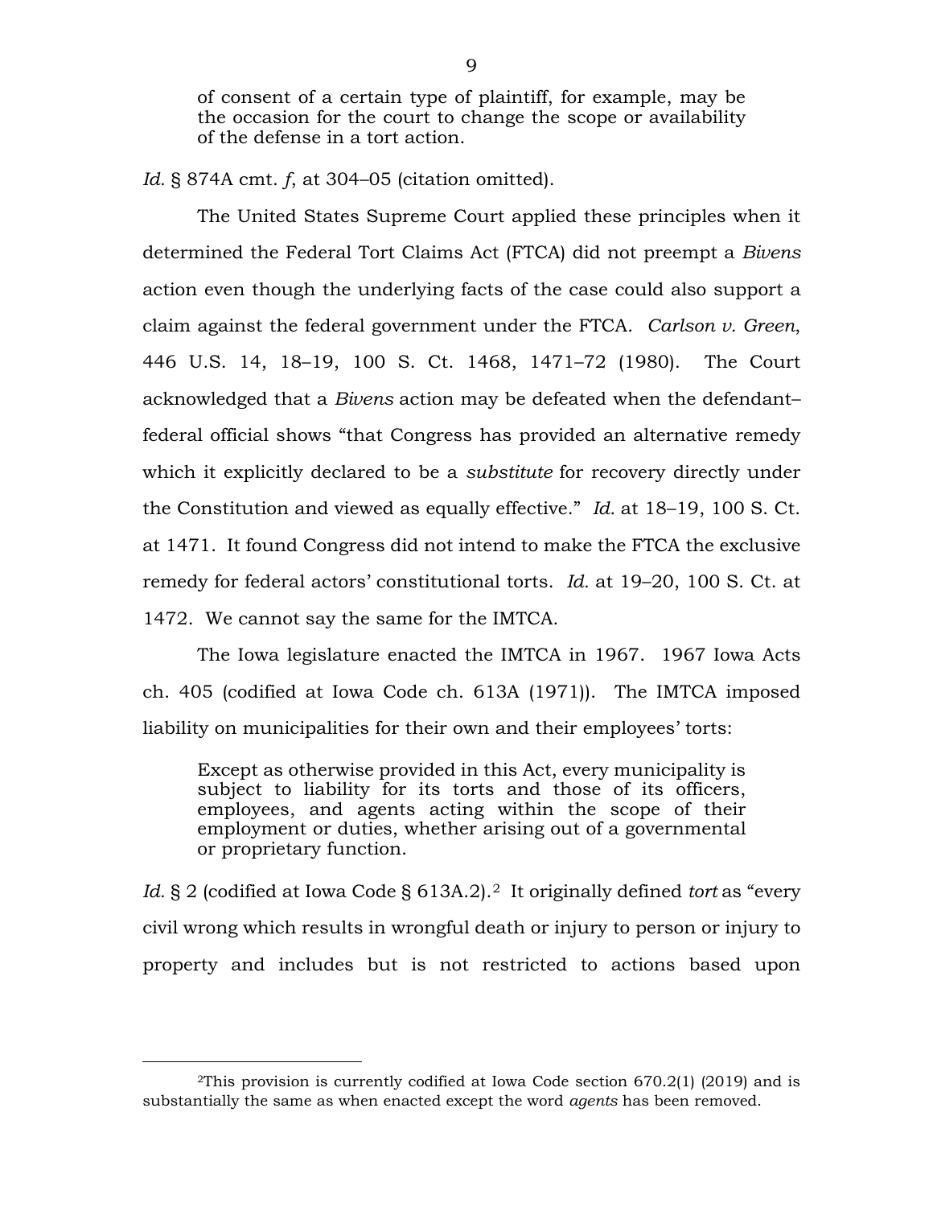> of consent of a certain type of plaintiff, for example, may be the occasion for the court to change the scope or availability of the defense in a tort action.

*Id.* § 874A cmt. *f*, at 304–05 (citation omitted).

The United States Supreme Court applied these principles when it determined the Federal Tort Claims Act (FTCA) did not preempt a *Bivens* action even though the underlying facts of the case could also support a claim against the federal government under the FTCA. *Carlson v. Green*, 446 U.S. 14, 18–19, 100 S. Ct. 1468, 1471–72 (1980). The Court acknowledged that a *Bivens* action may be defeated when the defendant–federal official shows "that Congress has provided an alternative remedy which it explicitly declared to be a *substitute* for recovery directly under the Constitution and viewed as equally effective." *Id.* at 18–19, 100 S. Ct. at 1471. It found Congress did not intend to make the FTCA the exclusive remedy for federal actors' constitutional torts. *Id.* at 19–20, 100 S. Ct. at 1472. We cannot say the same for the IMTCA.

The Iowa legislature enacted the IMTCA in 1967. 1967 Iowa Acts ch. 405 (codified at Iowa Code ch. 613A (1971)). The IMTCA imposed liability on municipalities for their own and their employees' torts:

> Except as otherwise provided in this Act, every municipality is subject to liability for its torts and those of its officers, employees, and agents acting within the scope of their employment or duties, whether arising out of a governmental or proprietary function.

*Id.* § 2 (codified at Iowa Code § 613A.2).[2] It originally defined *tort* as "every civil wrong which results in wrongful death or injury to person or injury to property and includes but is not restricted to actions based upon

---

[2]This provision is currently codified at Iowa Code section 670.2(1) (2019) and is substantially the same as when enacted except the word *agents* has been removed.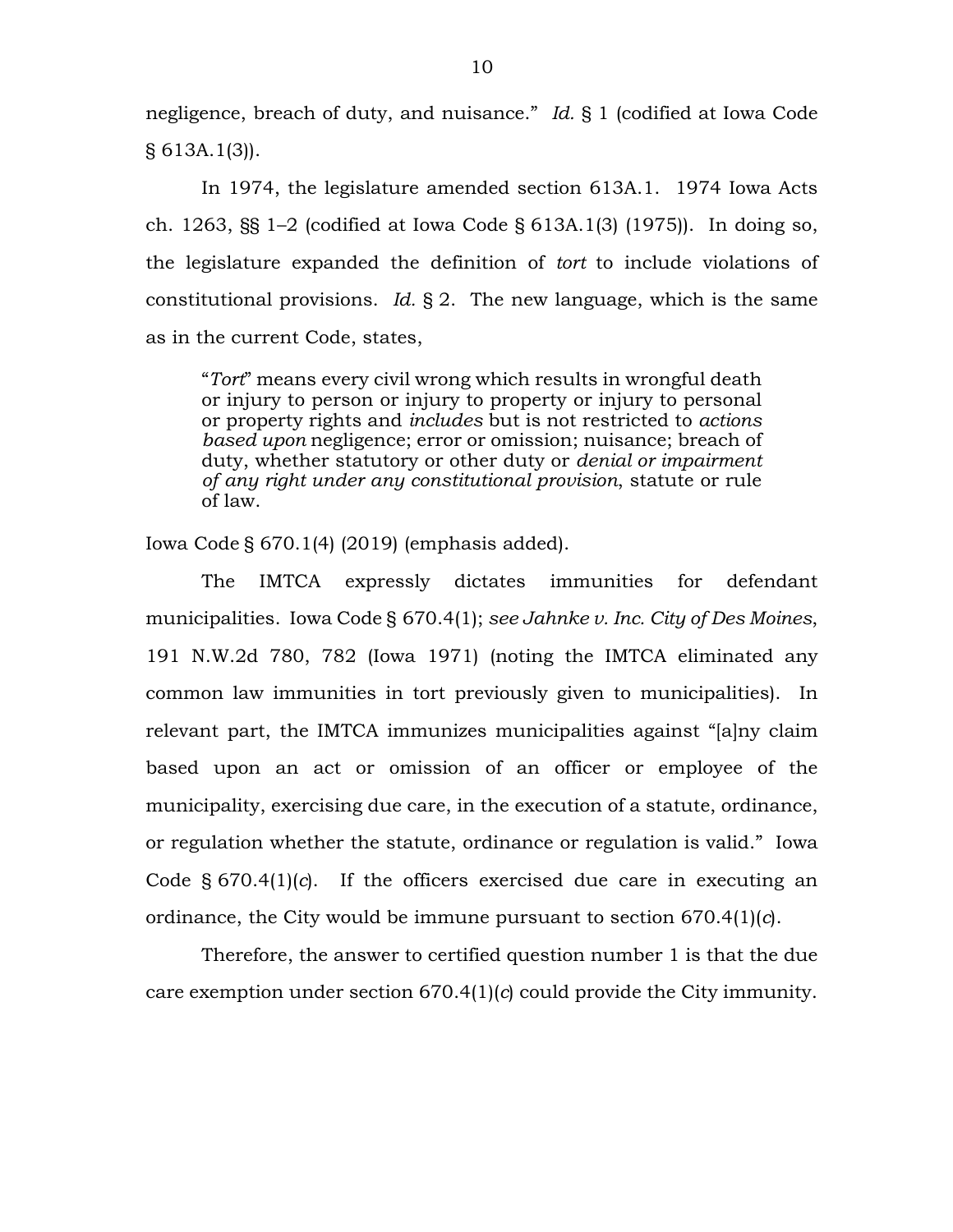negligence, breach of duty, and nuisance." *Id.* § 1 (codified at Iowa Code § 613A.1(3)).

In 1974, the legislature amended section 613A.1. 1974 Iowa Acts ch. 1263, §§ 1–2 (codified at Iowa Code § 613A.1(3) (1975)). In doing so, the legislature expanded the definition of *tort* to include violations of constitutional provisions. *Id.* § 2. The new language, which is the same as in the current Code, states,

> "*Tort*" means every civil wrong which results in wrongful death or injury to person or injury to property or injury to personal or property rights and *includes* but is not restricted to *actions based upon* negligence; error or omission; nuisance; breach of duty, whether statutory or other duty or *denial or impairment of any right under any constitutional provision*, statute or rule of law.

Iowa Code § 670.1(4) (2019) (emphasis added).

The IMTCA expressly dictates immunities for defendant municipalities. Iowa Code § 670.4(1); *see Jahnke v. Inc. City of Des Moines*, 191 N.W.2d 780, 782 (Iowa 1971) (noting the IMTCA eliminated any common law immunities in tort previously given to municipalities). In relevant part, the IMTCA immunizes municipalities against "[a]ny claim based upon an act or omission of an officer or employee of the municipality, exercising due care, in the execution of a statute, ordinance, or regulation whether the statute, ordinance or regulation is valid." Iowa Code § 670.4(1)(*c*). If the officers exercised due care in executing an ordinance, the City would be immune pursuant to section 670.4(1)(*c*).

Therefore, the answer to certified question number 1 is that the due care exemption under section 670.4(1)(*c*) could provide the City immunity.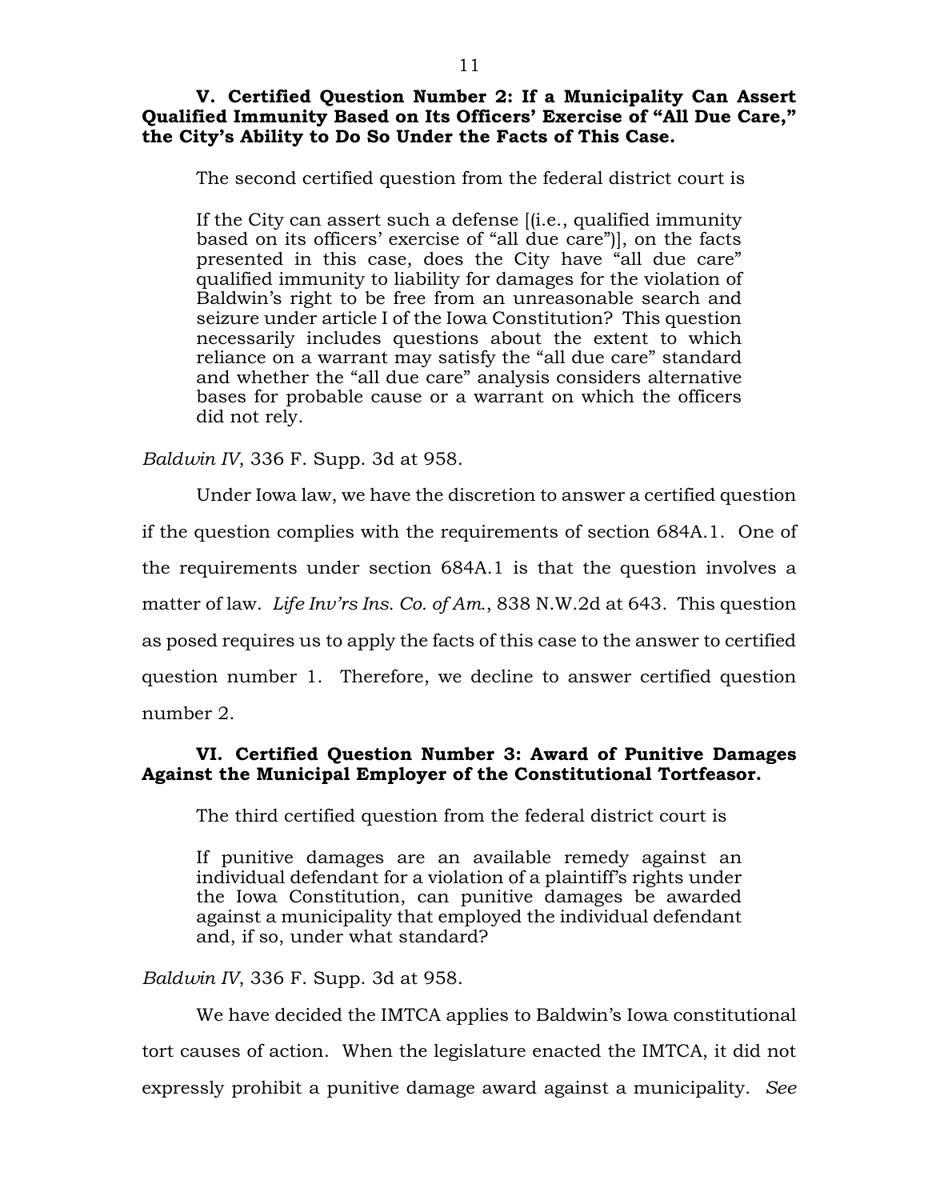### V. Certified Question Number 2: If a Municipality Can Assert Qualified Immunity Based on Its Officers' Exercise of "All Due Care," the City's Ability to Do So Under the Facts of This Case.

The second certified question from the federal district court is

> If the City can assert such a defense [(i.e., qualified immunity based on its officers' exercise of "all due care")], on the facts presented in this case, does the City have "all due care" qualified immunity to liability for damages for the violation of Baldwin's right to be free from an unreasonable search and seizure under article I of the Iowa Constitution? This question necessarily includes questions about the extent to which reliance on a warrant may satisfy the "all due care" standard and whether the "all due care" analysis considers alternative bases for probable cause or a warrant on which the officers did not rely.

*Baldwin IV*, 336 F. Supp. 3d at 958.

Under Iowa law, we have the discretion to answer a certified question if the question complies with the requirements of section 684A.1. One of the requirements under section 684A.1 is that the question involves a matter of law. *Life Inv'rs Ins. Co. of Am.*, 838 N.W.2d at 643. This question as posed requires us to apply the facts of this case to the answer to certified question number 1. Therefore, we decline to answer certified question number 2.

### VI. Certified Question Number 3: Award of Punitive Damages Against the Municipal Employer of the Constitutional Tortfeasor.

The third certified question from the federal district court is

> If punitive damages are an available remedy against an individual defendant for a violation of a plaintiff's rights under the Iowa Constitution, can punitive damages be awarded against a municipality that employed the individual defendant and, if so, under what standard?

*Baldwin IV*, 336 F. Supp. 3d at 958.

We have decided the IMTCA applies to Baldwin's Iowa constitutional tort causes of action. When the legislature enacted the IMTCA, it did not expressly prohibit a punitive damage award against a municipality. *See*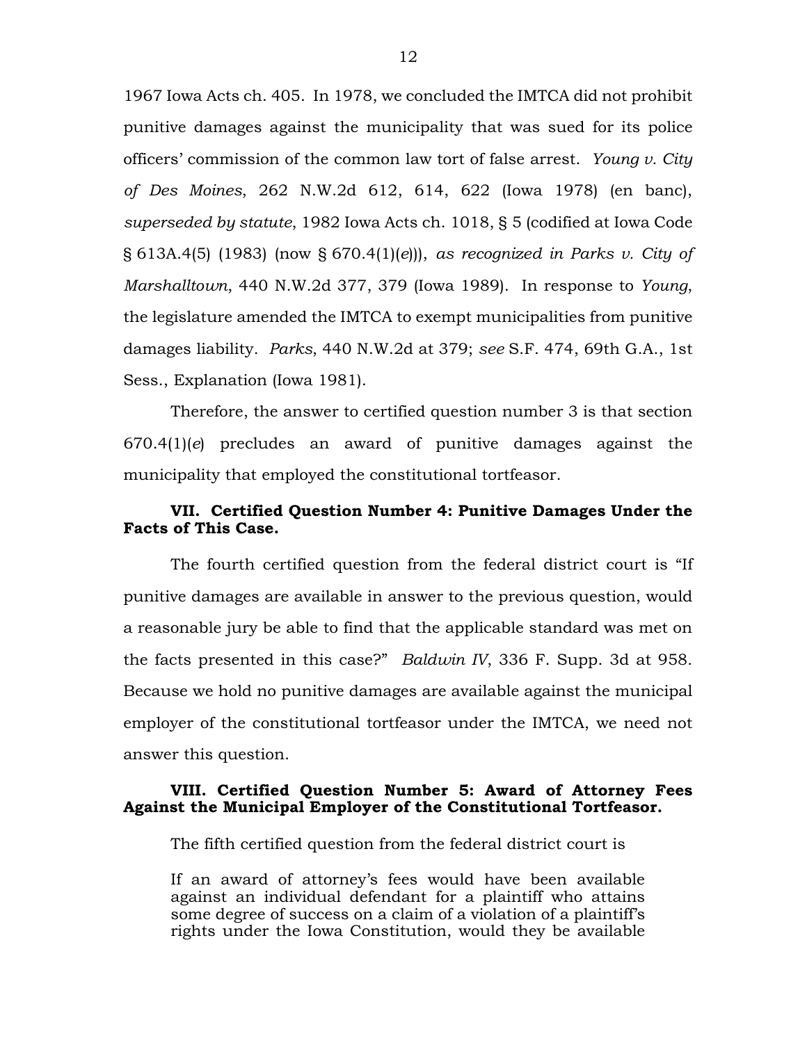1967 Iowa Acts ch. 405. In 1978, we concluded the IMTCA did not prohibit punitive damages against the municipality that was sued for its police officers' commission of the common law tort of false arrest. *Young v. City of Des Moines*, 262 N.W.2d 612, 614, 622 (Iowa 1978) (en banc), *superseded by statute*, 1982 Iowa Acts ch. 1018, § 5 (codified at Iowa Code § 613A.4(5) (1983) (now § 670.4(1)(*e*))), *as recognized in Parks v. City of Marshalltown*, 440 N.W.2d 377, 379 (Iowa 1989). In response to *Young*, the legislature amended the IMTCA to exempt municipalities from punitive damages liability. *Parks*, 440 N.W.2d at 379; *see* S.F. 474, 69th G.A., 1st Sess., Explanation (Iowa 1981).

Therefore, the answer to certified question number 3 is that section 670.4(1)(*e*) precludes an award of punitive damages against the municipality that employed the constitutional tortfeasor.

## VII. Certified Question Number 4: Punitive Damages Under the Facts of This Case.

The fourth certified question from the federal district court is "If punitive damages are available in answer to the previous question, would a reasonable jury be able to find that the applicable standard was met on the facts presented in this case?" *Baldwin IV*, 336 F. Supp. 3d at 958. Because we hold no punitive damages are available against the municipal employer of the constitutional tortfeasor under the IMTCA, we need not answer this question.

## VIII. Certified Question Number 5: Award of Attorney Fees Against the Municipal Employer of the Constitutional Tortfeasor.

The fifth certified question from the federal district court is

> If an award of attorney's fees would have been available against an individual defendant for a plaintiff who attains some degree of success on a claim of a violation of a plaintiff's rights under the Iowa Constitution, would they be available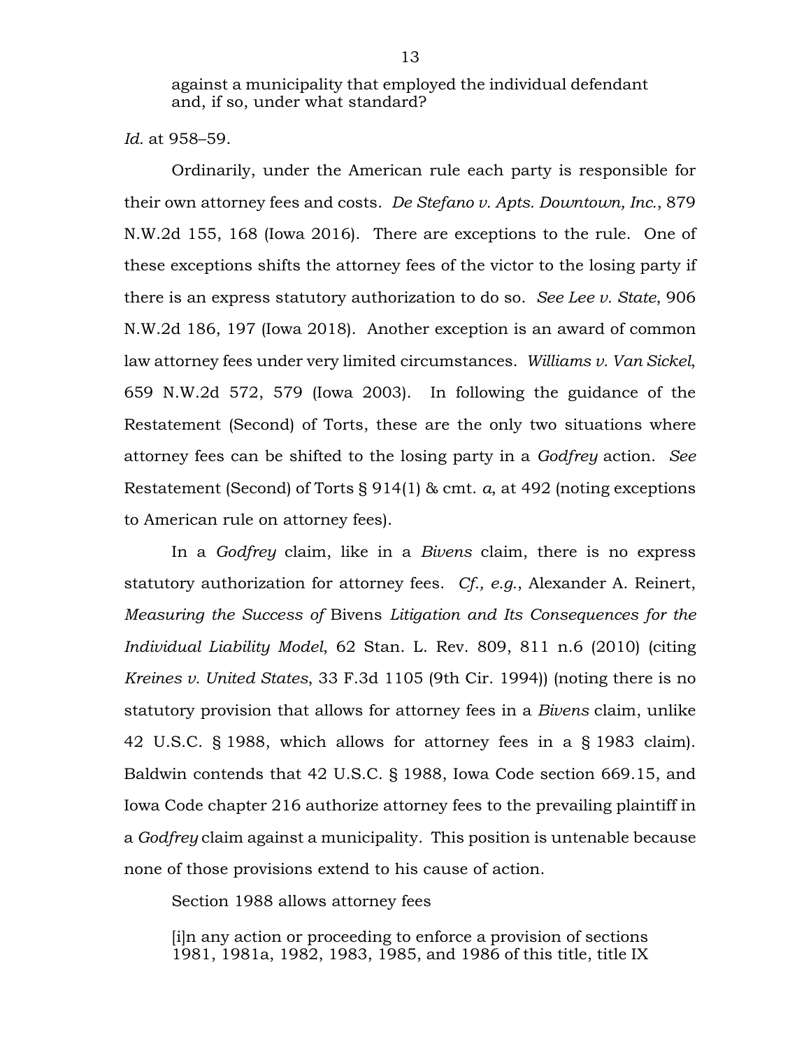> against a municipality that employed the individual defendant and, if so, under what standard?

*Id.* at 958–59.

Ordinarily, under the American rule each party is responsible for their own attorney fees and costs. *De Stefano v. Apts. Downtown, Inc.*, 879 N.W.2d 155, 168 (Iowa 2016). There are exceptions to the rule. One of these exceptions shifts the attorney fees of the victor to the losing party if there is an express statutory authorization to do so. *See Lee v. State*, 906 N.W.2d 186, 197 (Iowa 2018). Another exception is an award of common law attorney fees under very limited circumstances. *Williams v. Van Sickel*, 659 N.W.2d 572, 579 (Iowa 2003). In following the guidance of the Restatement (Second) of Torts, these are the only two situations where attorney fees can be shifted to the losing party in a *Godfrey* action. *See* Restatement (Second) of Torts § 914(1) & cmt. *a*, at 492 (noting exceptions to American rule on attorney fees).

In a *Godfrey* claim, like in a *Bivens* claim, there is no express statutory authorization for attorney fees. *Cf., e.g.*, Alexander A. Reinert, *Measuring the Success of* Bivens *Litigation and Its Consequences for the Individual Liability Model*, 62 Stan. L. Rev. 809, 811 n.6 (2010) (citing *Kreines v. United States*, 33 F.3d 1105 (9th Cir. 1994)) (noting there is no statutory provision that allows for attorney fees in a *Bivens* claim, unlike 42 U.S.C. § 1988, which allows for attorney fees in a § 1983 claim). Baldwin contends that 42 U.S.C. § 1988, Iowa Code section 669.15, and Iowa Code chapter 216 authorize attorney fees to the prevailing plaintiff in a *Godfrey* claim against a municipality. This position is untenable because none of those provisions extend to his cause of action.

Section 1988 allows attorney fees

> [i]n any action or proceeding to enforce a provision of sections 1981, 1981a, 1982, 1983, 1985, and 1986 of this title, title IX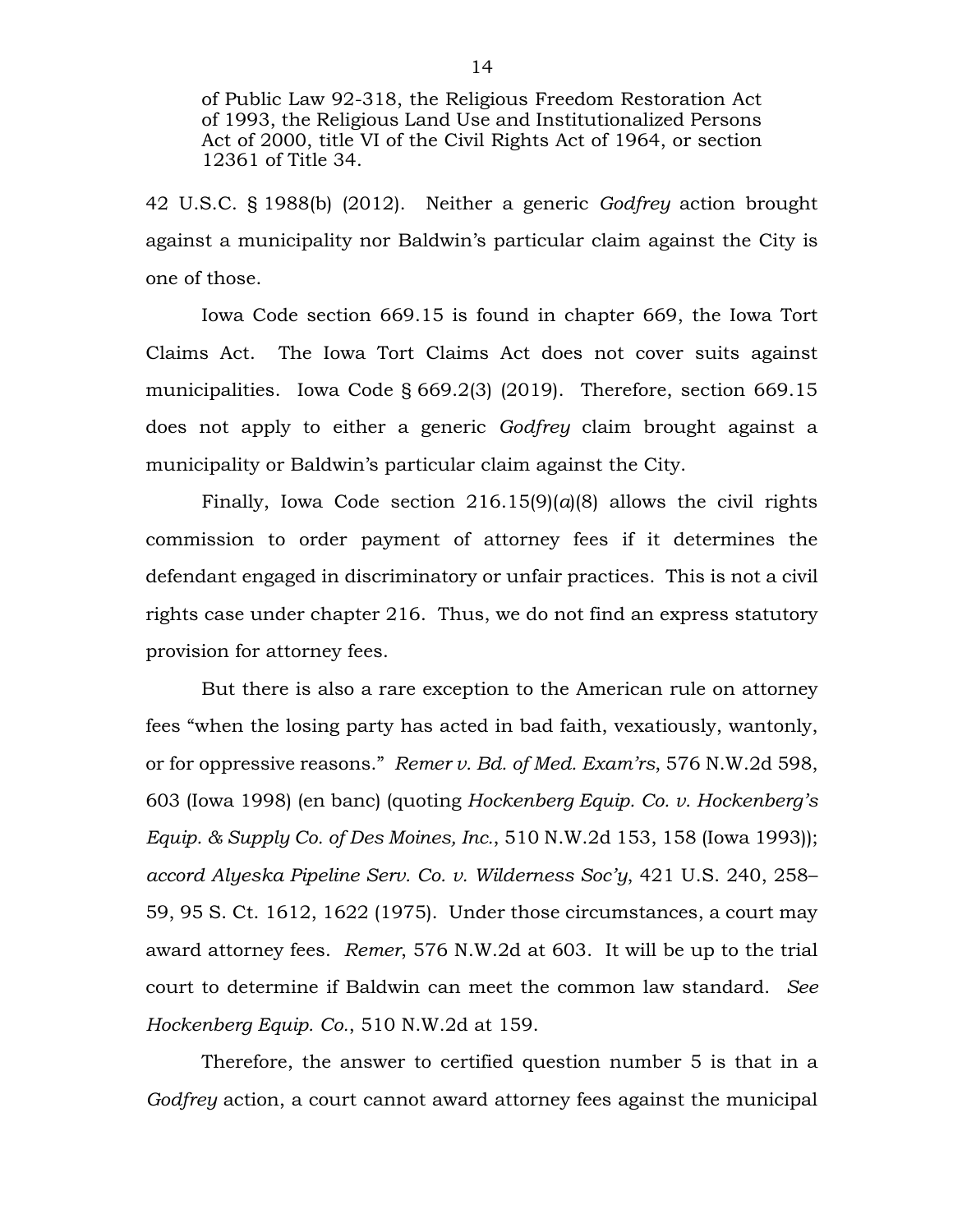> of Public Law 92-318, the Religious Freedom Restoration Act of 1993, the Religious Land Use and Institutionalized Persons Act of 2000, title VI of the Civil Rights Act of 1964, or section 12361 of Title 34.

42 U.S.C. § 1988(b) (2012). Neither a generic *Godfrey* action brought against a municipality nor Baldwin's particular claim against the City is one of those.

Iowa Code section 669.15 is found in chapter 669, the Iowa Tort Claims Act. The Iowa Tort Claims Act does not cover suits against municipalities. Iowa Code § 669.2(3) (2019). Therefore, section 669.15 does not apply to either a generic *Godfrey* claim brought against a municipality or Baldwin's particular claim against the City.

Finally, Iowa Code section 216.15(9)(*a*)(8) allows the civil rights commission to order payment of attorney fees if it determines the defendant engaged in discriminatory or unfair practices. This is not a civil rights case under chapter 216. Thus, we do not find an express statutory provision for attorney fees.

But there is also a rare exception to the American rule on attorney fees "when the losing party has acted in bad faith, vexatiously, wantonly, or for oppressive reasons." *Remer v. Bd. of Med. Exam'rs*, 576 N.W.2d 598, 603 (Iowa 1998) (en banc) (quoting *Hockenberg Equip. Co. v. Hockenberg's Equip. & Supply Co. of Des Moines, Inc.*, 510 N.W.2d 153, 158 (Iowa 1993)); *accord Alyeska Pipeline Serv. Co. v. Wilderness Soc'y*, 421 U.S. 240, 258–59, 95 S. Ct. 1612, 1622 (1975). Under those circumstances, a court may award attorney fees. *Remer*, 576 N.W.2d at 603. It will be up to the trial court to determine if Baldwin can meet the common law standard. *See Hockenberg Equip. Co.*, 510 N.W.2d at 159.

Therefore, the answer to certified question number 5 is that in a *Godfrey* action, a court cannot award attorney fees against the municipal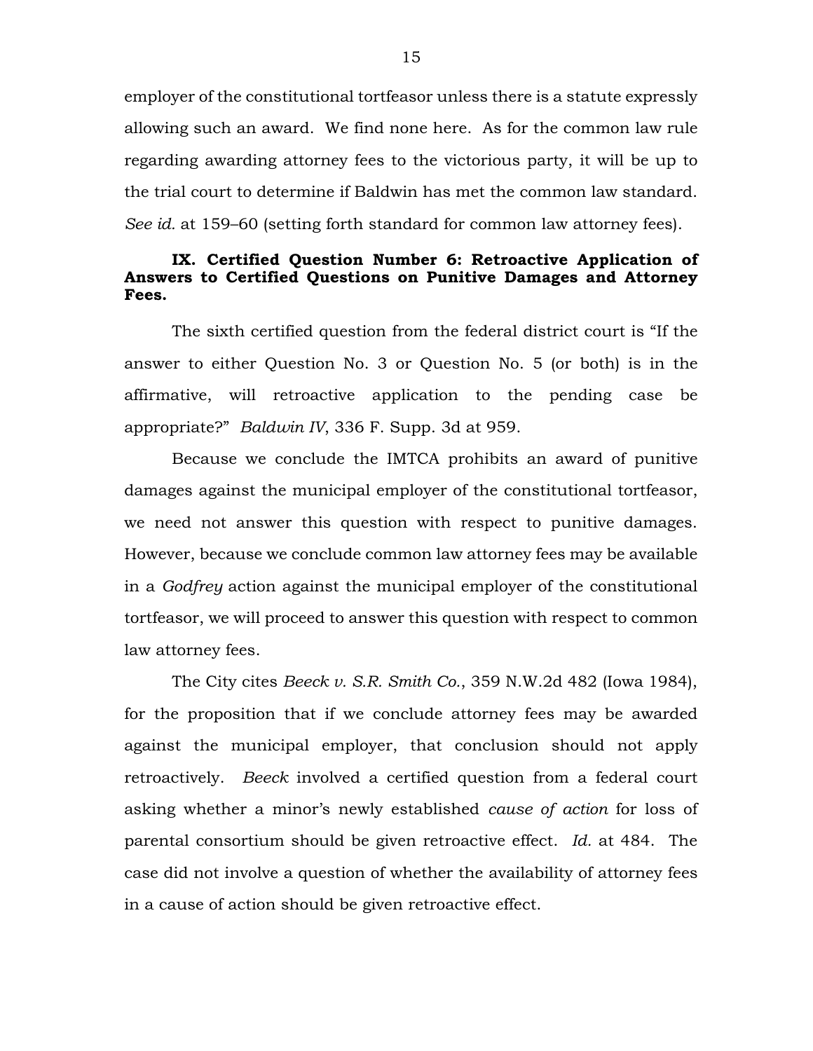employer of the constitutional tortfeasor unless there is a statute expressly allowing such an award. We find none here. As for the common law rule regarding awarding attorney fees to the victorious party, it will be up to the trial court to determine if Baldwin has met the common law standard. *See id.* at 159–60 (setting forth standard for common law attorney fees).

## IX. Certified Question Number 6: Retroactive Application of Answers to Certified Questions on Punitive Damages and Attorney Fees.

The sixth certified question from the federal district court is "If the answer to either Question No. 3 or Question No. 5 (or both) is in the affirmative, will retroactive application to the pending case be appropriate?" *Baldwin IV*, 336 F. Supp. 3d at 959.

Because we conclude the IMTCA prohibits an award of punitive damages against the municipal employer of the constitutional tortfeasor, we need not answer this question with respect to punitive damages. However, because we conclude common law attorney fees may be available in a *Godfrey* action against the municipal employer of the constitutional tortfeasor, we will proceed to answer this question with respect to common law attorney fees.

The City cites *Beeck v. S.R. Smith Co.*, 359 N.W.2d 482 (Iowa 1984), for the proposition that if we conclude attorney fees may be awarded against the municipal employer, that conclusion should not apply retroactively. *Beeck* involved a certified question from a federal court asking whether a minor's newly established *cause of action* for loss of parental consortium should be given retroactive effect. *Id.* at 484. The case did not involve a question of whether the availability of attorney fees in a cause of action should be given retroactive effect.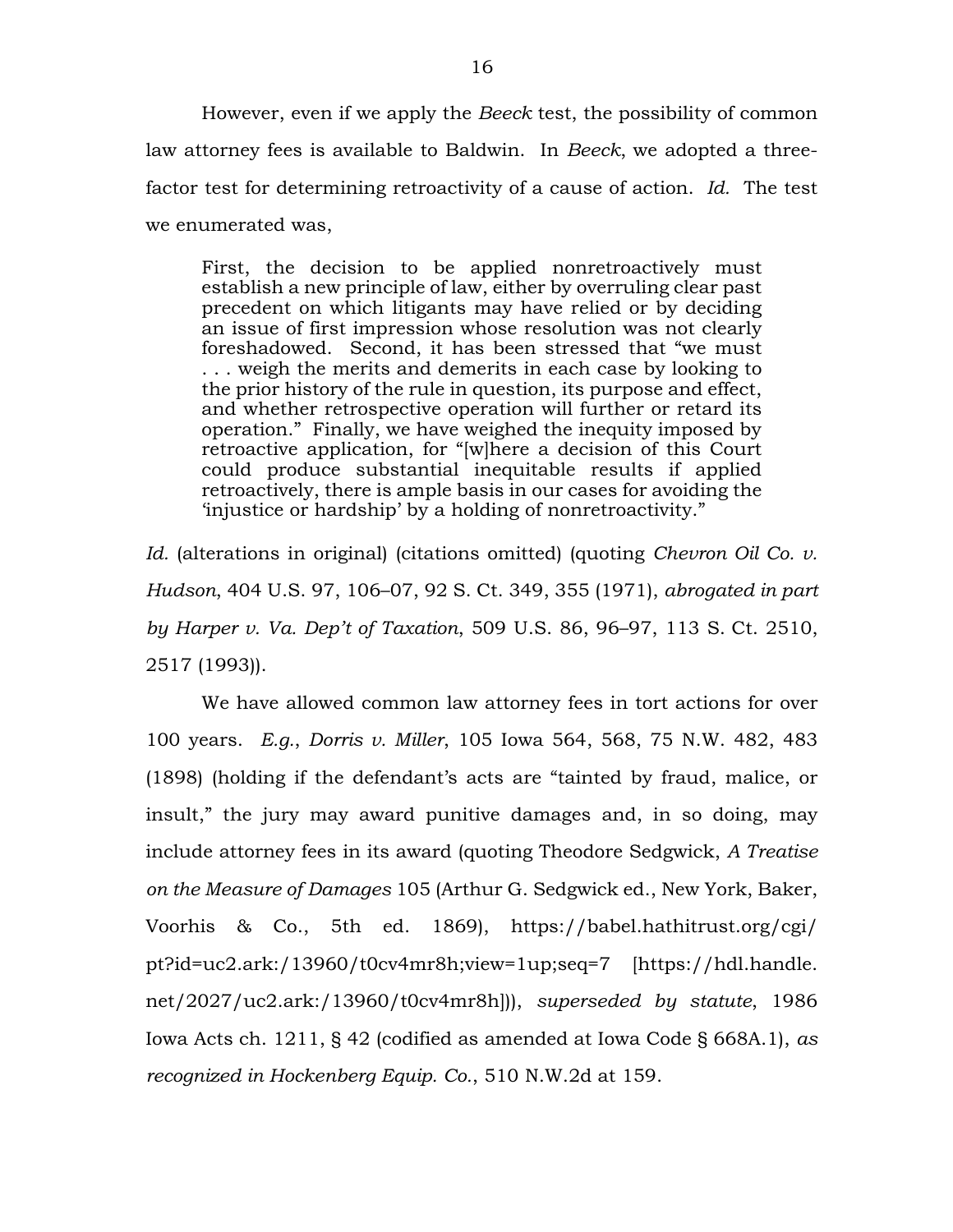However, even if we apply the *Beeck* test, the possibility of common law attorney fees is available to Baldwin. In *Beeck*, we adopted a three-factor test for determining retroactivity of a cause of action. *Id.* The test we enumerated was,

> First, the decision to be applied nonretroactively must establish a new principle of law, either by overruling clear past precedent on which litigants may have relied or by deciding an issue of first impression whose resolution was not clearly foreshadowed. Second, it has been stressed that "we must . . . weigh the merits and demerits in each case by looking to the prior history of the rule in question, its purpose and effect, and whether retrospective operation will further or retard its operation." Finally, we have weighed the inequity imposed by retroactive application, for "[w]here a decision of this Court could produce substantial inequitable results if applied retroactively, there is ample basis in our cases for avoiding the 'injustice or hardship' by a holding of nonretroactivity."

*Id.* (alterations in original) (citations omitted) (quoting *Chevron Oil Co. v. Hudson*, 404 U.S. 97, 106–07, 92 S. Ct. 349, 355 (1971), *abrogated in part by Harper v. Va. Dep't of Taxation*, 509 U.S. 86, 96–97, 113 S. Ct. 2510, 2517 (1993)).

We have allowed common law attorney fees in tort actions for over 100 years. *E.g.*, *Dorris v. Miller*, 105 Iowa 564, 568, 75 N.W. 482, 483 (1898) (holding if the defendant's acts are "tainted by fraud, malice, or insult," the jury may award punitive damages and, in so doing, may include attorney fees in its award (quoting Theodore Sedgwick, *A Treatise on the Measure of Damages* 105 (Arthur G. Sedgwick ed., New York, Baker, Voorhis & Co., 5th ed. 1869), https://babel.hathitrust.org/cgi/pt?id=uc2.ark:/13960/t0cv4mr8h;view=1up;seq=7 [https://hdl.handle.net/2027/uc2.ark:/13960/t0cv4mr8h])), *superseded by statute*, 1986 Iowa Acts ch. 1211, § 42 (codified as amended at Iowa Code § 668A.1), *as recognized in Hockenberg Equip. Co.*, 510 N.W.2d at 159.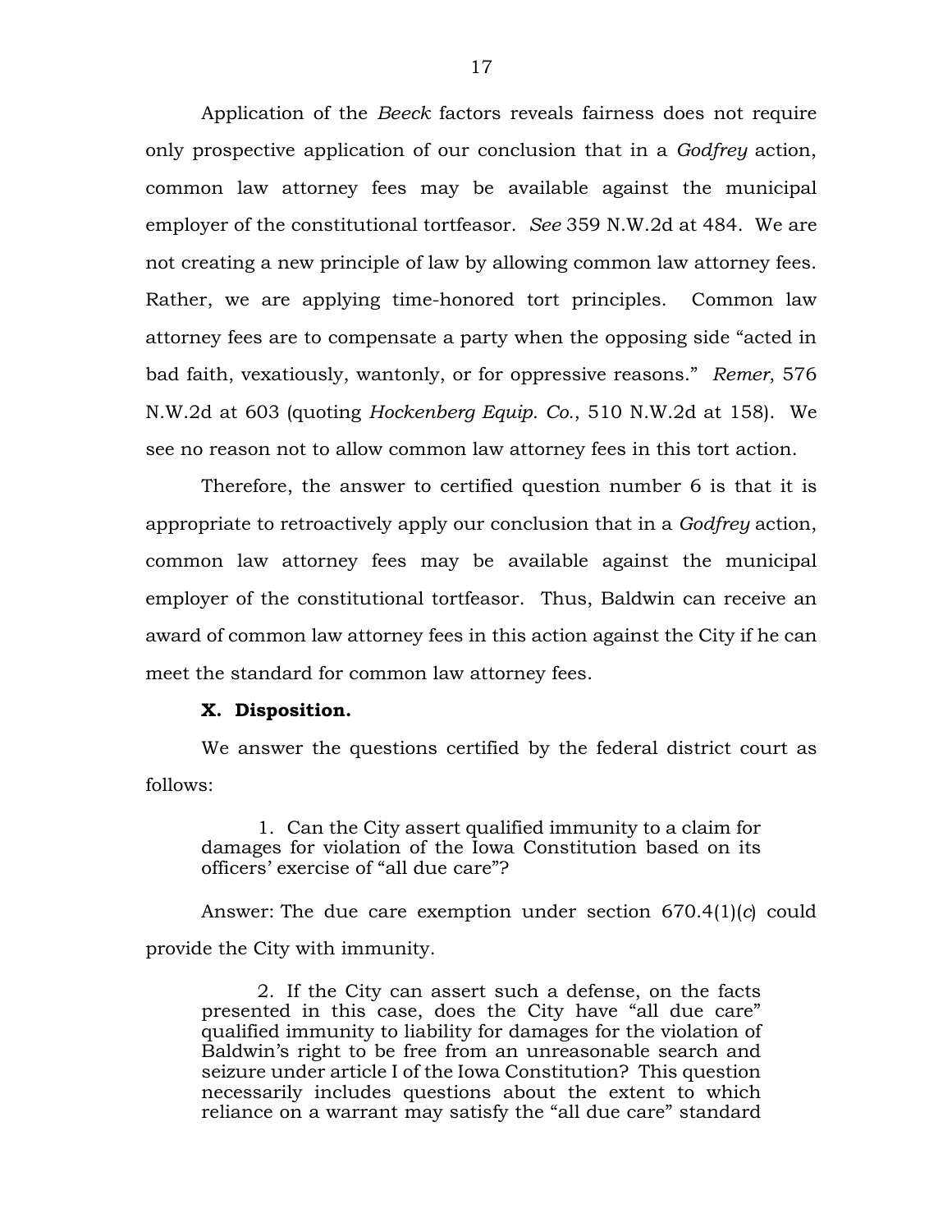Application of the *Beeck* factors reveals fairness does not require only prospective application of our conclusion that in a *Godfrey* action, common law attorney fees may be available against the municipal employer of the constitutional tortfeasor. *See* 359 N.W.2d at 484. We are not creating a new principle of law by allowing common law attorney fees. Rather, we are applying time-honored tort principles. Common law attorney fees are to compensate a party when the opposing side "acted in bad faith, vexatiously, wantonly, or for oppressive reasons." *Remer*, 576 N.W.2d at 603 (quoting *Hockenberg Equip. Co.*, 510 N.W.2d at 158). We see no reason not to allow common law attorney fees in this tort action.

Therefore, the answer to certified question number 6 is that it is appropriate to retroactively apply our conclusion that in a *Godfrey* action, common law attorney fees may be available against the municipal employer of the constitutional tortfeasor. Thus, Baldwin can receive an award of common law attorney fees in this action against the City if he can meet the standard for common law attorney fees.

**X. Disposition.**

We answer the questions certified by the federal district court as follows:

> 1. Can the City assert qualified immunity to a claim for damages for violation of the Iowa Constitution based on its officers' exercise of "all due care"?

Answer: The due care exemption under section 670.4(1)(*c*) could provide the City with immunity.

> 2. If the City can assert such a defense, on the facts presented in this case, does the City have "all due care" qualified immunity to liability for damages for the violation of Baldwin's right to be free from an unreasonable search and seizure under article I of the Iowa Constitution? This question necessarily includes questions about the extent to which reliance on a warrant may satisfy the "all due care" standard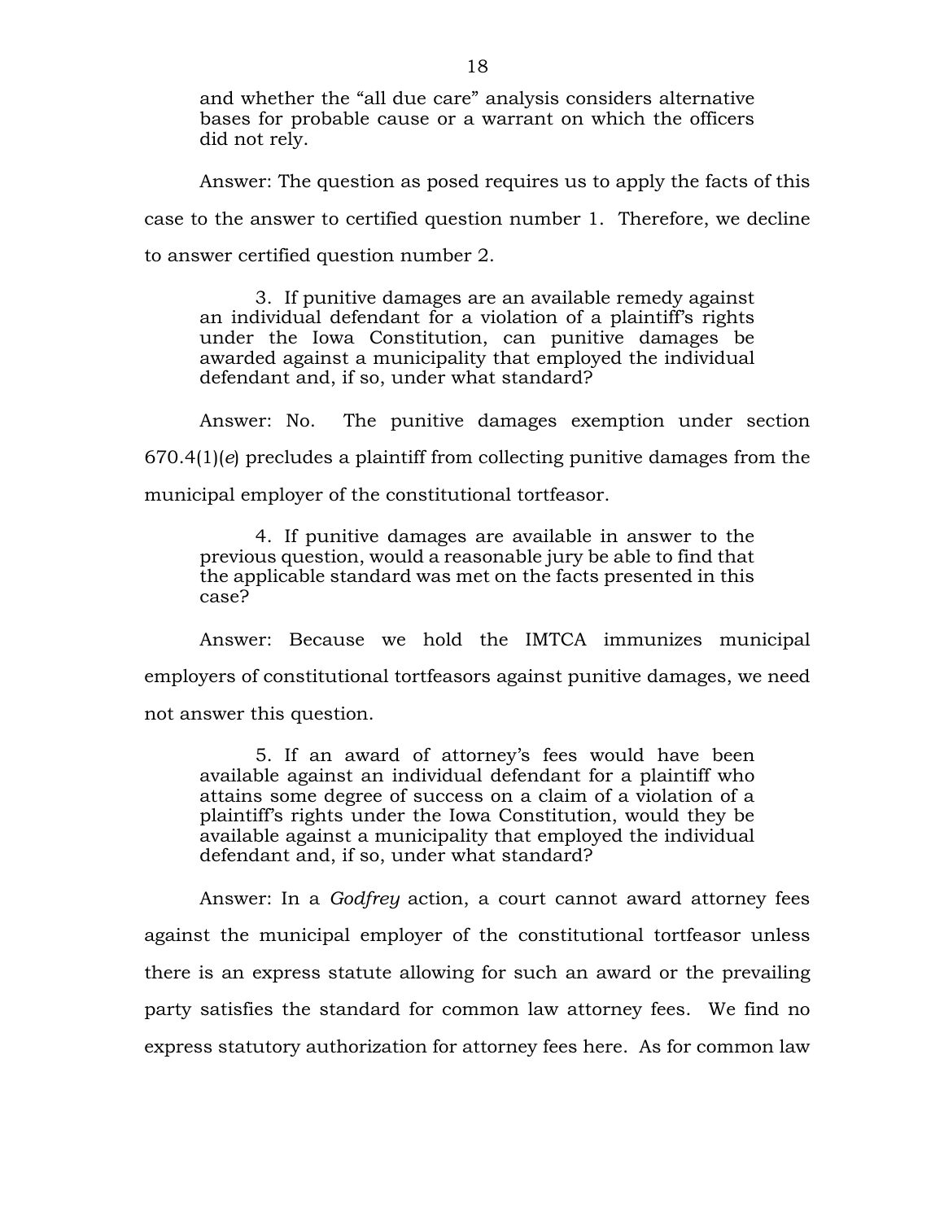> and whether the "all due care" analysis considers alternative bases for probable cause or a warrant on which the officers did not rely.

Answer: The question as posed requires us to apply the facts of this case to the answer to certified question number 1. Therefore, we decline to answer certified question number 2.

> 3. If punitive damages are an available remedy against an individual defendant for a violation of a plaintiff's rights under the Iowa Constitution, can punitive damages be awarded against a municipality that employed the individual defendant and, if so, under what standard?

Answer: No. The punitive damages exemption under section 670.4(1)(*e*) precludes a plaintiff from collecting punitive damages from the municipal employer of the constitutional tortfeasor.

> 4. If punitive damages are available in answer to the previous question, would a reasonable jury be able to find that the applicable standard was met on the facts presented in this case?

Answer: Because we hold the IMTCA immunizes municipal employers of constitutional tortfeasors against punitive damages, we need not answer this question.

> 5. If an award of attorney's fees would have been available against an individual defendant for a plaintiff who attains some degree of success on a claim of a violation of a plaintiff's rights under the Iowa Constitution, would they be available against a municipality that employed the individual defendant and, if so, under what standard?

Answer: In a *Godfrey* action, a court cannot award attorney fees against the municipal employer of the constitutional tortfeasor unless there is an express statute allowing for such an award or the prevailing party satisfies the standard for common law attorney fees. We find no express statutory authorization for attorney fees here. As for common law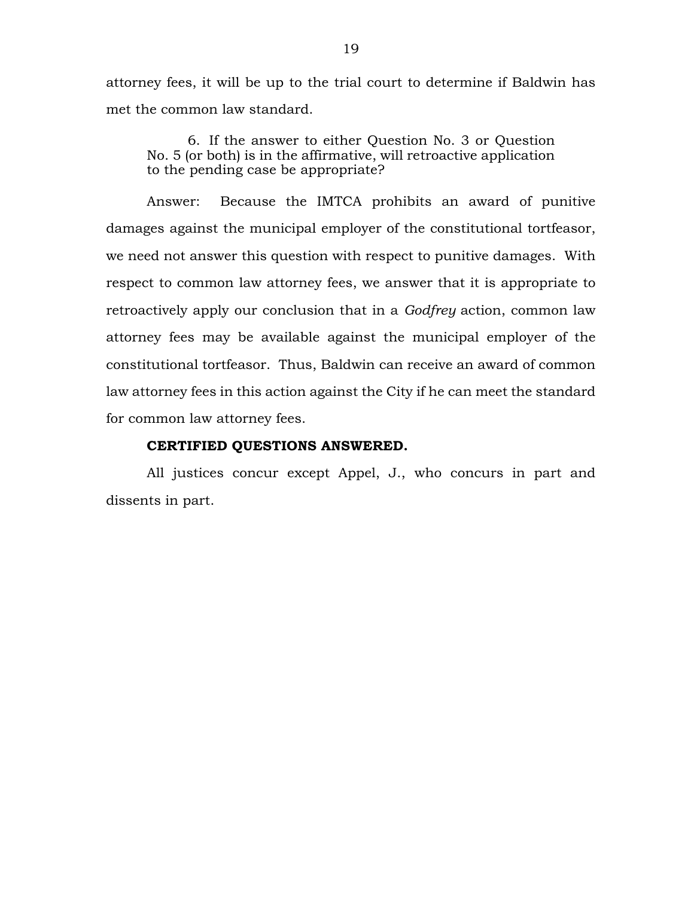attorney fees, it will be up to the trial court to determine if Baldwin has met the common law standard.

> 6. If the answer to either Question No. 3 or Question No. 5 (or both) is in the affirmative, will retroactive application to the pending case be appropriate?

Answer: Because the IMTCA prohibits an award of punitive damages against the municipal employer of the constitutional tortfeasor, we need not answer this question with respect to punitive damages. With respect to common law attorney fees, we answer that it is appropriate to retroactively apply our conclusion that in a *Godfrey* action, common law attorney fees may be available against the municipal employer of the constitutional tortfeasor. Thus, Baldwin can receive an award of common law attorney fees in this action against the City if he can meet the standard for common law attorney fees.

**CERTIFIED QUESTIONS ANSWERED.**

All justices concur except Appel, J., who concurs in part and dissents in part.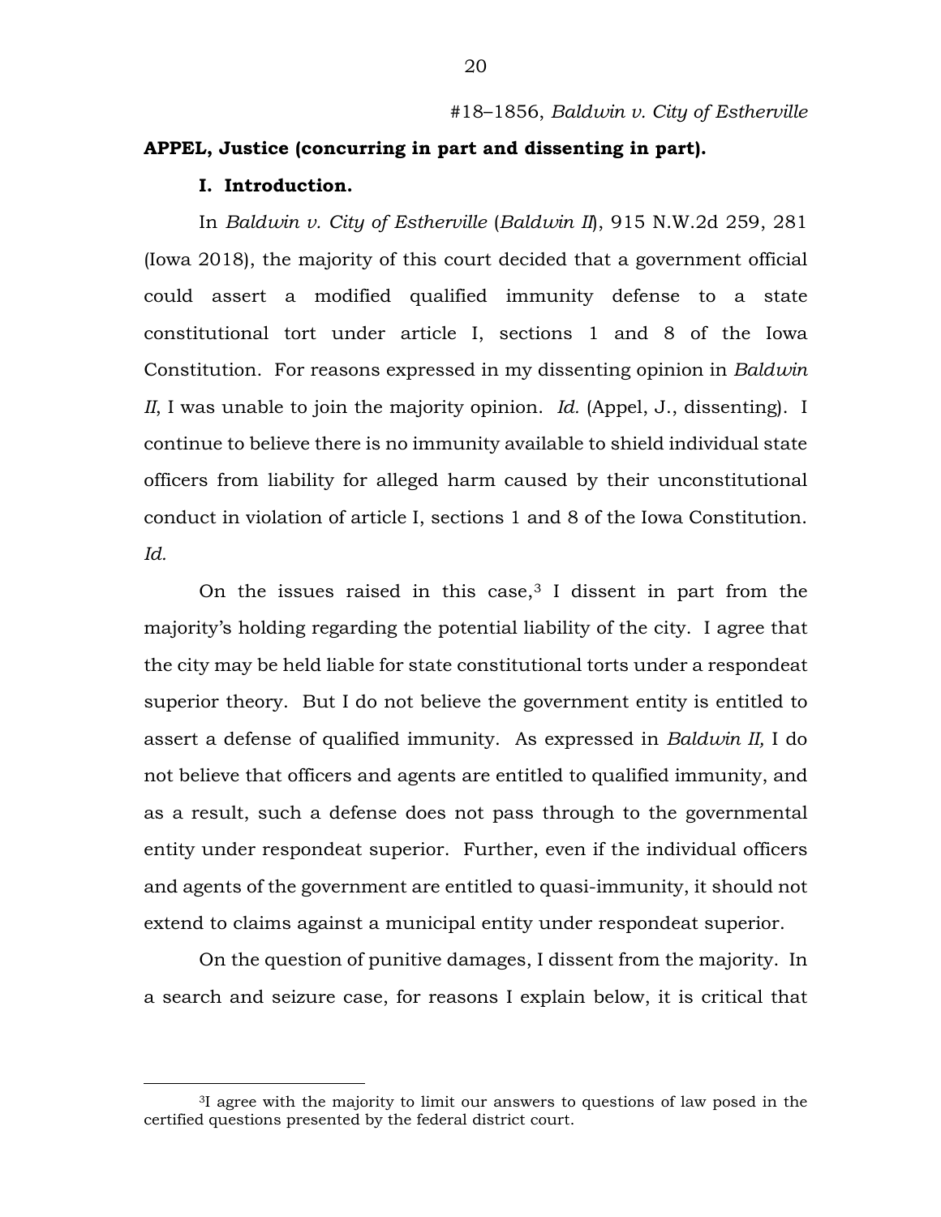#18–1856, *Baldwin v. City of Estherville*

**APPEL, Justice (concurring in part and dissenting in part).**

**I. Introduction.**

In *Baldwin v. City of Estherville* (*Baldwin II*), 915 N.W.2d 259, 281 (Iowa 2018), the majority of this court decided that a government official could assert a modified qualified immunity defense to a state constitutional tort under article I, sections 1 and 8 of the Iowa Constitution. For reasons expressed in my dissenting opinion in *Baldwin II*, I was unable to join the majority opinion. *Id.* (Appel, J., dissenting). I continue to believe there is no immunity available to shield individual state officers from liability for alleged harm caused by their unconstitutional conduct in violation of article I, sections 1 and 8 of the Iowa Constitution. *Id.*

On the issues raised in this case,[3] I dissent in part from the majority's holding regarding the potential liability of the city. I agree that the city may be held liable for state constitutional torts under a respondeat superior theory. But I do not believe the government entity is entitled to assert a defense of qualified immunity. As expressed in *Baldwin II,* I do not believe that officers and agents are entitled to qualified immunity, and as a result, such a defense does not pass through to the governmental entity under respondeat superior. Further, even if the individual officers and agents of the government are entitled to quasi-immunity, it should not extend to claims against a municipal entity under respondeat superior.

On the question of punitive damages, I dissent from the majority. In a search and seizure case, for reasons I explain below, it is critical that

[3] I agree with the majority to limit our answers to questions of law posed in the certified questions presented by the federal district court.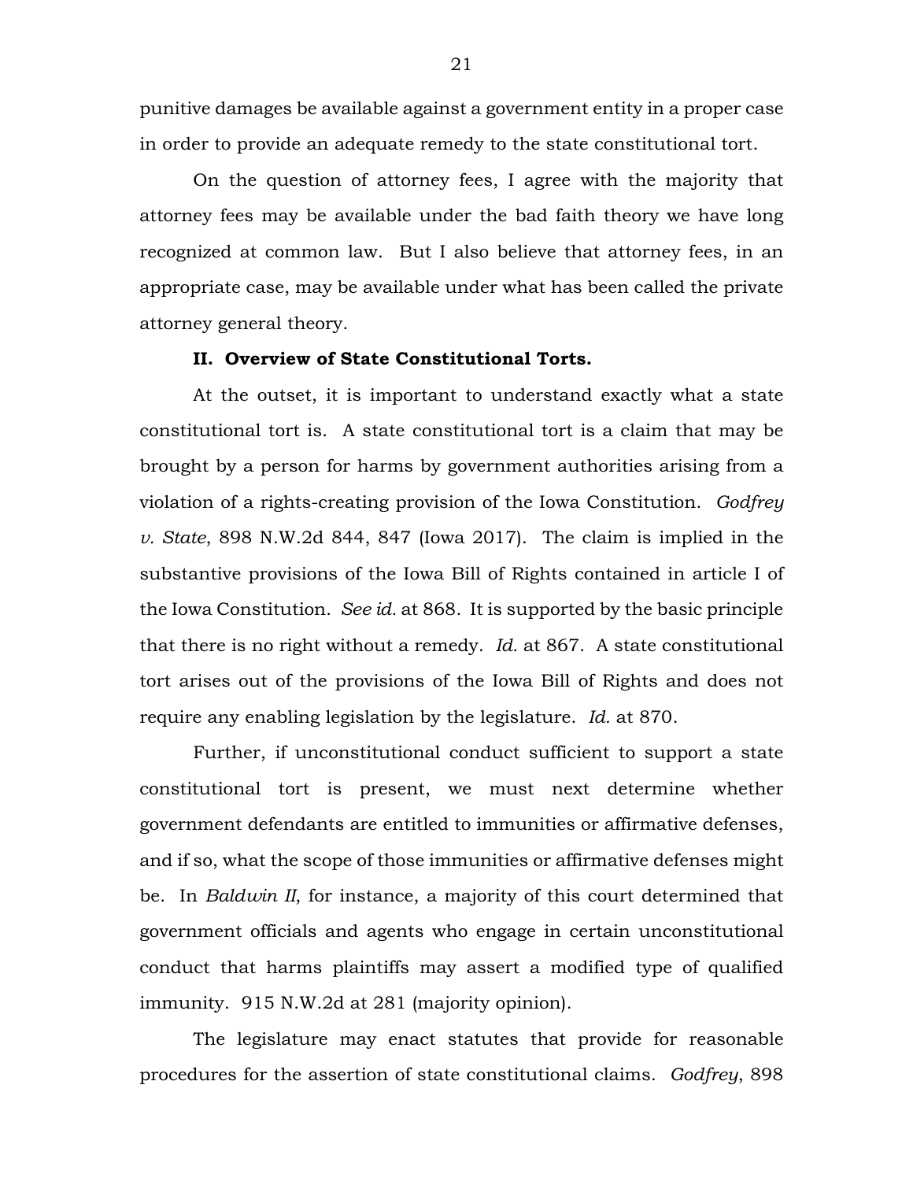punitive damages be available against a government entity in a proper case in order to provide an adequate remedy to the state constitutional tort.

On the question of attorney fees, I agree with the majority that attorney fees may be available under the bad faith theory we have long recognized at common law. But I also believe that attorney fees, in an appropriate case, may be available under what has been called the private attorney general theory.

**II. Overview of State Constitutional Torts.**

At the outset, it is important to understand exactly what a state constitutional tort is. A state constitutional tort is a claim that may be brought by a person for harms by government authorities arising from a violation of a rights-creating provision of the Iowa Constitution. *Godfrey v. State*, 898 N.W.2d 844, 847 (Iowa 2017). The claim is implied in the substantive provisions of the Iowa Bill of Rights contained in article I of the Iowa Constitution. *See id.* at 868. It is supported by the basic principle that there is no right without a remedy. *Id.* at 867. A state constitutional tort arises out of the provisions of the Iowa Bill of Rights and does not require any enabling legislation by the legislature. *Id.* at 870.

Further, if unconstitutional conduct sufficient to support a state constitutional tort is present, we must next determine whether government defendants are entitled to immunities or affirmative defenses, and if so, what the scope of those immunities or affirmative defenses might be. In *Baldwin II*, for instance, a majority of this court determined that government officials and agents who engage in certain unconstitutional conduct that harms plaintiffs may assert a modified type of qualified immunity. 915 N.W.2d at 281 (majority opinion).

The legislature may enact statutes that provide for reasonable procedures for the assertion of state constitutional claims. *Godfrey*, 898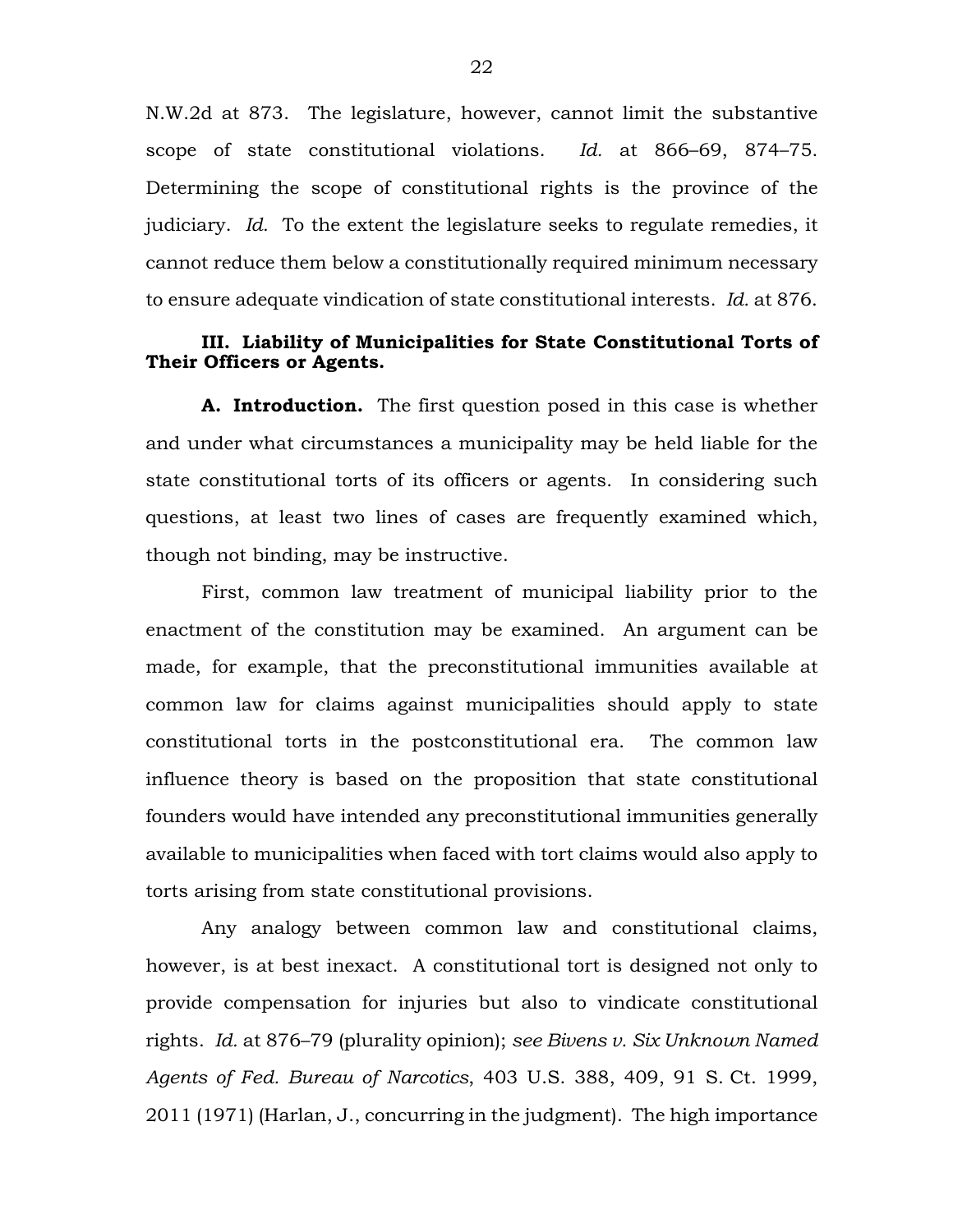N.W.2d at 873. The legislature, however, cannot limit the substantive scope of state constitutional violations. *Id.* at 866–69, 874–75. Determining the scope of constitutional rights is the province of the judiciary. *Id.* To the extent the legislature seeks to regulate remedies, it cannot reduce them below a constitutionally required minimum necessary to ensure adequate vindication of state constitutional interests. *Id.* at 876.

### III. Liability of Municipalities for State Constitutional Torts of Their Officers or Agents.

**A. Introduction.** The first question posed in this case is whether and under what circumstances a municipality may be held liable for the state constitutional torts of its officers or agents. In considering such questions, at least two lines of cases are frequently examined which, though not binding, may be instructive.

First, common law treatment of municipal liability prior to the enactment of the constitution may be examined. An argument can be made, for example, that the preconstitutional immunities available at common law for claims against municipalities should apply to state constitutional torts in the postconstitutional era. The common law influence theory is based on the proposition that state constitutional founders would have intended any preconstitutional immunities generally available to municipalities when faced with tort claims would also apply to torts arising from state constitutional provisions.

Any analogy between common law and constitutional claims, however, is at best inexact. A constitutional tort is designed not only to provide compensation for injuries but also to vindicate constitutional rights. *Id.* at 876–79 (plurality opinion); *see Bivens v. Six Unknown Named Agents of Fed. Bureau of Narcotics*, 403 U.S. 388, 409, 91 S. Ct. 1999, 2011 (1971) (Harlan, J., concurring in the judgment). The high importance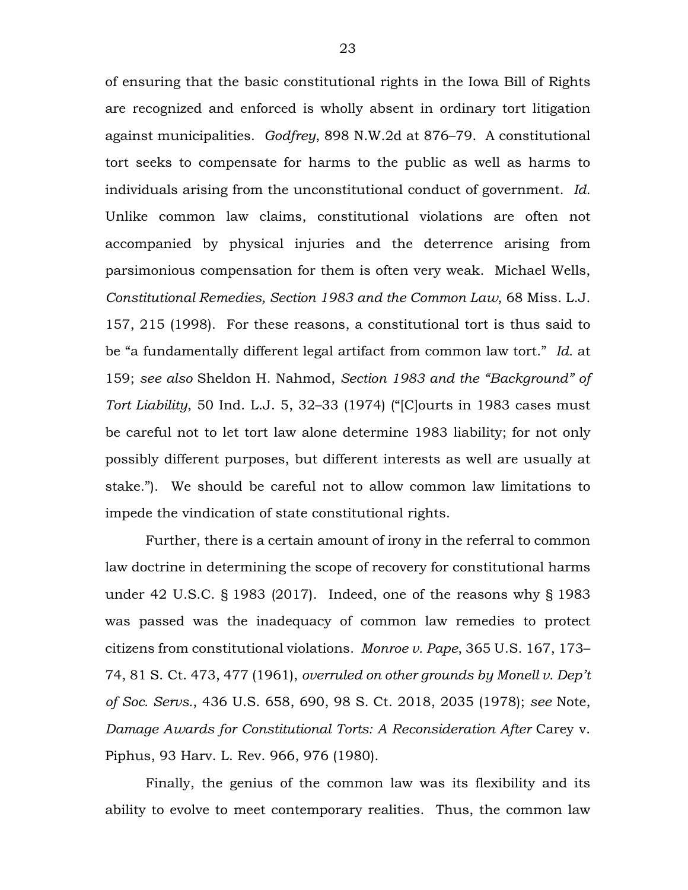of ensuring that the basic constitutional rights in the Iowa Bill of Rights are recognized and enforced is wholly absent in ordinary tort litigation against municipalities. *Godfrey*, 898 N.W.2d at 876–79. A constitutional tort seeks to compensate for harms to the public as well as harms to individuals arising from the unconstitutional conduct of government. *Id.* Unlike common law claims, constitutional violations are often not accompanied by physical injuries and the deterrence arising from parsimonious compensation for them is often very weak. Michael Wells, *Constitutional Remedies, Section 1983 and the Common Law*, 68 Miss. L.J. 157, 215 (1998). For these reasons, a constitutional tort is thus said to be "a fundamentally different legal artifact from common law tort." *Id.* at 159; *see also* Sheldon H. Nahmod, *Section 1983 and the "Background" of Tort Liability*, 50 Ind. L.J. 5, 32–33 (1974) ("[C]ourts in 1983 cases must be careful not to let tort law alone determine 1983 liability; for not only possibly different purposes, but different interests as well are usually at stake."). We should be careful not to allow common law limitations to impede the vindication of state constitutional rights.

Further, there is a certain amount of irony in the referral to common law doctrine in determining the scope of recovery for constitutional harms under 42 U.S.C. § 1983 (2017). Indeed, one of the reasons why § 1983 was passed was the inadequacy of common law remedies to protect citizens from constitutional violations. *Monroe v. Pape*, 365 U.S. 167, 173–74, 81 S. Ct. 473, 477 (1961), *overruled on other grounds by Monell v. Dep't of Soc. Servs.*, 436 U.S. 658, 690, 98 S. Ct. 2018, 2035 (1978); *see* Note, *Damage Awards for Constitutional Torts: A Reconsideration After* Carey v. Piphus, 93 Harv. L. Rev. 966, 976 (1980).

Finally, the genius of the common law was its flexibility and its ability to evolve to meet contemporary realities. Thus, the common law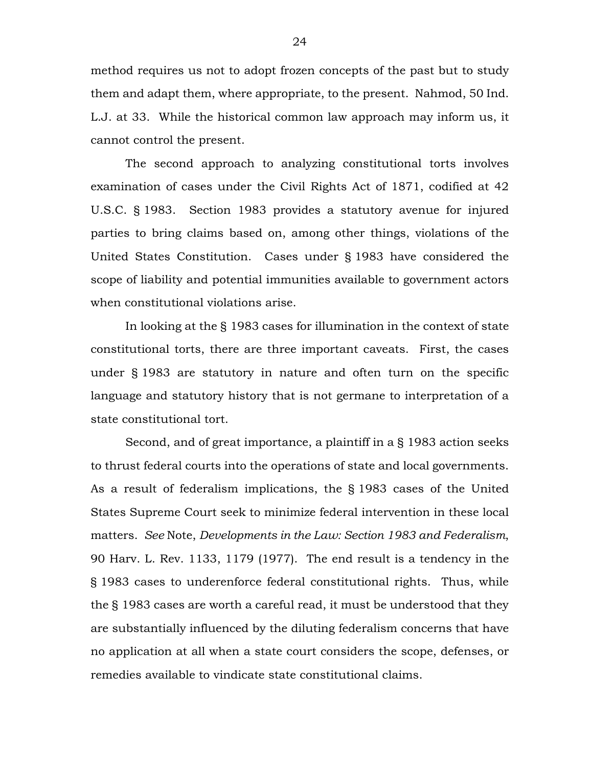method requires us not to adopt frozen concepts of the past but to study them and adapt them, where appropriate, to the present. Nahmod, 50 Ind. L.J. at 33. While the historical common law approach may inform us, it cannot control the present.

The second approach to analyzing constitutional torts involves examination of cases under the Civil Rights Act of 1871, codified at 42 U.S.C. § 1983. Section 1983 provides a statutory avenue for injured parties to bring claims based on, among other things, violations of the United States Constitution. Cases under § 1983 have considered the scope of liability and potential immunities available to government actors when constitutional violations arise.

In looking at the § 1983 cases for illumination in the context of state constitutional torts, there are three important caveats. First, the cases under § 1983 are statutory in nature and often turn on the specific language and statutory history that is not germane to interpretation of a state constitutional tort.

Second, and of great importance, a plaintiff in a § 1983 action seeks to thrust federal courts into the operations of state and local governments. As a result of federalism implications, the § 1983 cases of the United States Supreme Court seek to minimize federal intervention in these local matters. *See* Note, *Developments in the Law: Section 1983 and Federalism*, 90 Harv. L. Rev. 1133, 1179 (1977). The end result is a tendency in the § 1983 cases to underenforce federal constitutional rights. Thus, while the § 1983 cases are worth a careful read, it must be understood that they are substantially influenced by the diluting federalism concerns that have no application at all when a state court considers the scope, defenses, or remedies available to vindicate state constitutional claims.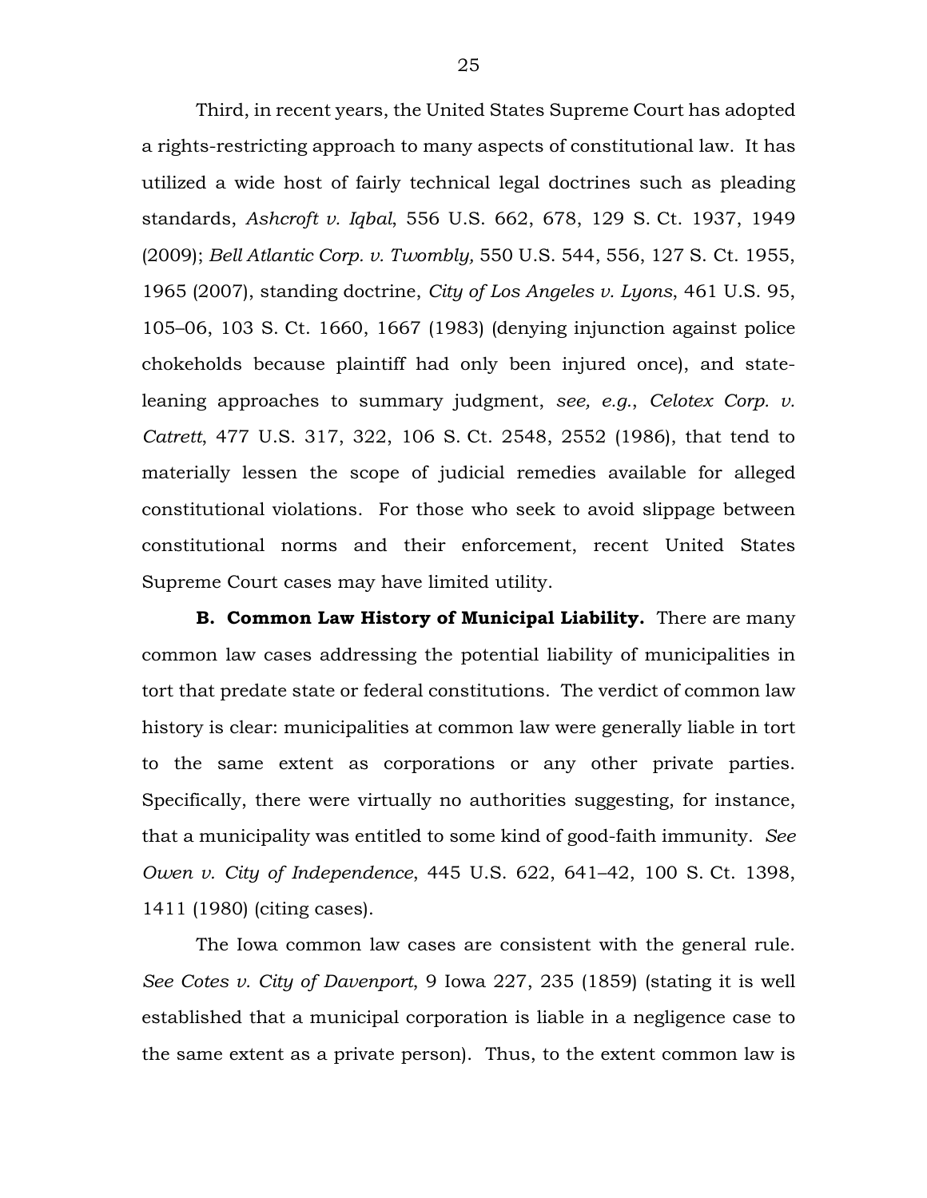Third, in recent years, the United States Supreme Court has adopted a rights-restricting approach to many aspects of constitutional law. It has utilized a wide host of fairly technical legal doctrines such as pleading standards, *Ashcroft v. Iqbal*, 556 U.S. 662, 678, 129 S. Ct. 1937, 1949 (2009); *Bell Atlantic Corp. v. Twombly,* 550 U.S. 544, 556, 127 S. Ct. 1955, 1965 (2007), standing doctrine, *City of Los Angeles v. Lyons*, 461 U.S. 95, 105–06, 103 S. Ct. 1660, 1667 (1983) (denying injunction against police chokeholds because plaintiff had only been injured once), and state-leaning approaches to summary judgment, *see, e.g.*, *Celotex Corp. v. Catrett*, 477 U.S. 317, 322, 106 S. Ct. 2548, 2552 (1986), that tend to materially lessen the scope of judicial remedies available for alleged constitutional violations. For those who seek to avoid slippage between constitutional norms and their enforcement, recent United States Supreme Court cases may have limited utility.

**B. Common Law History of Municipal Liability.** There are many common law cases addressing the potential liability of municipalities in tort that predate state or federal constitutions. The verdict of common law history is clear: municipalities at common law were generally liable in tort to the same extent as corporations or any other private parties. Specifically, there were virtually no authorities suggesting, for instance, that a municipality was entitled to some kind of good-faith immunity. *See Owen v. City of Independence*, 445 U.S. 622, 641–42, 100 S. Ct. 1398, 1411 (1980) (citing cases).

The Iowa common law cases are consistent with the general rule. *See Cotes v. City of Davenport*, 9 Iowa 227, 235 (1859) (stating it is well established that a municipal corporation is liable in a negligence case to the same extent as a private person). Thus, to the extent common law is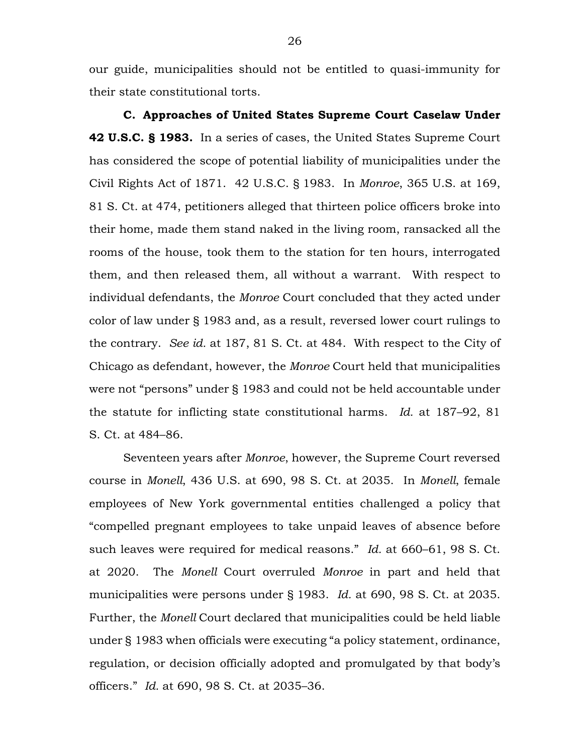our guide, municipalities should not be entitled to quasi-immunity for their state constitutional torts.

**C. Approaches of United States Supreme Court Caselaw Under 42 U.S.C. § 1983.** In a series of cases, the United States Supreme Court has considered the scope of potential liability of municipalities under the Civil Rights Act of 1871. 42 U.S.C. § 1983. In *Monroe*, 365 U.S. at 169, 81 S. Ct. at 474, petitioners alleged that thirteen police officers broke into their home, made them stand naked in the living room, ransacked all the rooms of the house, took them to the station for ten hours, interrogated them, and then released them, all without a warrant. With respect to individual defendants, the *Monroe* Court concluded that they acted under color of law under § 1983 and, as a result, reversed lower court rulings to the contrary. *See id.* at 187, 81 S. Ct. at 484. With respect to the City of Chicago as defendant, however, the *Monroe* Court held that municipalities were not "persons" under § 1983 and could not be held accountable under the statute for inflicting state constitutional harms. *Id.* at 187–92, 81 S. Ct. at 484–86.

Seventeen years after *Monroe*, however, the Supreme Court reversed course in *Monell*, 436 U.S. at 690, 98 S. Ct. at 2035. In *Monell*, female employees of New York governmental entities challenged a policy that "compelled pregnant employees to take unpaid leaves of absence before such leaves were required for medical reasons." *Id.* at 660–61, 98 S. Ct. at 2020. The *Monell* Court overruled *Monroe* in part and held that municipalities were persons under § 1983. *Id.* at 690, 98 S. Ct. at 2035. Further, the *Monell* Court declared that municipalities could be held liable under § 1983 when officials were executing "a policy statement, ordinance, regulation, or decision officially adopted and promulgated by that body's officers." *Id.* at 690, 98 S. Ct. at 2035–36.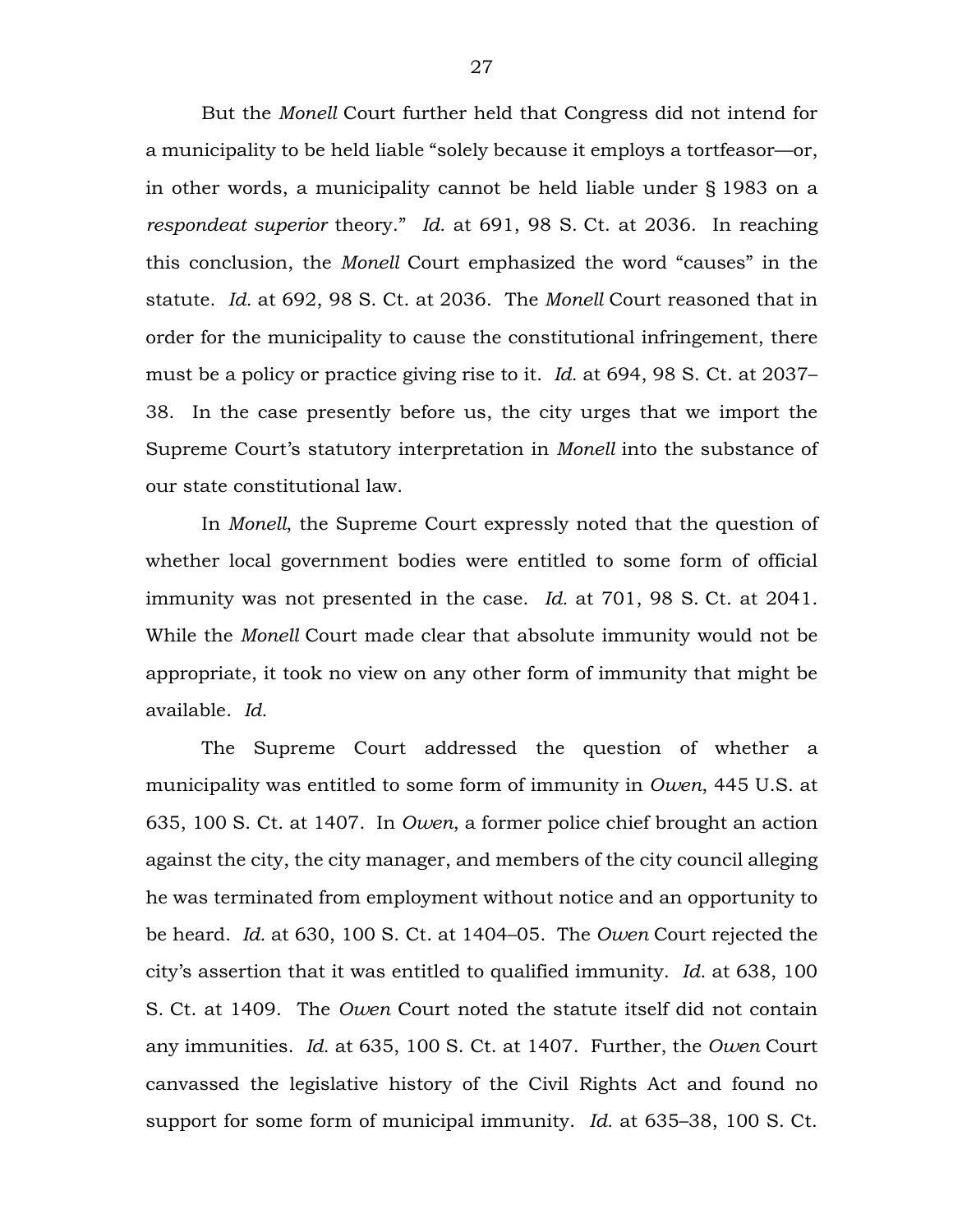But the *Monell* Court further held that Congress did not intend for a municipality to be held liable "solely because it employs a tortfeasor—or, in other words, a municipality cannot be held liable under § 1983 on a *respondeat superior* theory." *Id.* at 691, 98 S. Ct. at 2036. In reaching this conclusion, the *Monell* Court emphasized the word "causes" in the statute. *Id.* at 692, 98 S. Ct. at 2036. The *Monell* Court reasoned that in order for the municipality to cause the constitutional infringement, there must be a policy or practice giving rise to it. *Id.* at 694, 98 S. Ct. at 2037–38. In the case presently before us, the city urges that we import the Supreme Court's statutory interpretation in *Monell* into the substance of our state constitutional law.

In *Monell*, the Supreme Court expressly noted that the question of whether local government bodies were entitled to some form of official immunity was not presented in the case. *Id.* at 701, 98 S. Ct. at 2041. While the *Monell* Court made clear that absolute immunity would not be appropriate, it took no view on any other form of immunity that might be available. *Id.*

The Supreme Court addressed the question of whether a municipality was entitled to some form of immunity in *Owen*, 445 U.S. at 635, 100 S. Ct. at 1407. In *Owen*, a former police chief brought an action against the city, the city manager, and members of the city council alleging he was terminated from employment without notice and an opportunity to be heard. *Id.* at 630, 100 S. Ct. at 1404–05. The *Owen* Court rejected the city's assertion that it was entitled to qualified immunity. *Id.* at 638, 100 S. Ct. at 1409. The *Owen* Court noted the statute itself did not contain any immunities. *Id.* at 635, 100 S. Ct. at 1407. Further, the *Owen* Court canvassed the legislative history of the Civil Rights Act and found no support for some form of municipal immunity. *Id.* at 635–38, 100 S. Ct.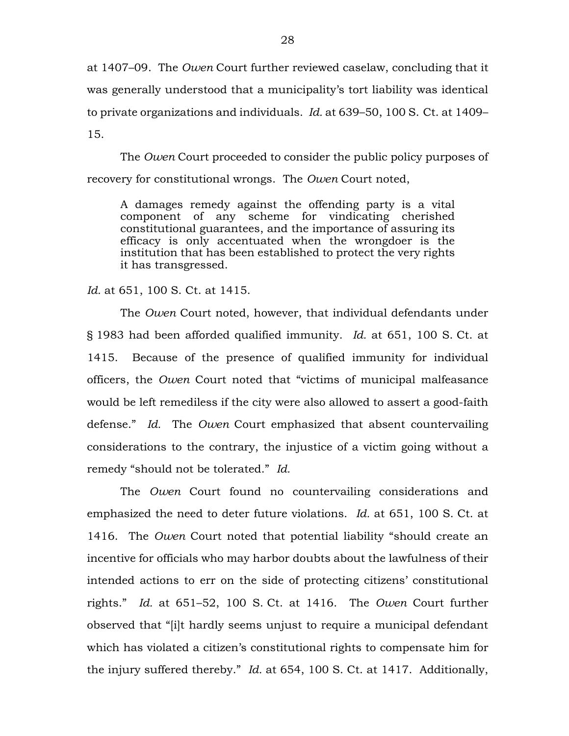at 1407–09. The *Owen* Court further reviewed caselaw, concluding that it was generally understood that a municipality's tort liability was identical to private organizations and individuals. *Id.* at 639–50, 100 S. Ct. at 1409–15.

The *Owen* Court proceeded to consider the public policy purposes of recovery for constitutional wrongs. The *Owen* Court noted,

> A damages remedy against the offending party is a vital component of any scheme for vindicating cherished constitutional guarantees, and the importance of assuring its efficacy is only accentuated when the wrongdoer is the institution that has been established to protect the very rights it has transgressed.

*Id.* at 651, 100 S. Ct. at 1415.

The *Owen* Court noted, however, that individual defendants under § 1983 had been afforded qualified immunity. *Id.* at 651, 100 S. Ct. at 1415. Because of the presence of qualified immunity for individual officers, the *Owen* Court noted that "victims of municipal malfeasance would be left remediless if the city were also allowed to assert a good-faith defense." *Id.* The *Owen* Court emphasized that absent countervailing considerations to the contrary, the injustice of a victim going without a remedy "should not be tolerated." *Id.*

The *Owen* Court found no countervailing considerations and emphasized the need to deter future violations. *Id.* at 651, 100 S. Ct. at 1416. The *Owen* Court noted that potential liability "should create an incentive for officials who may harbor doubts about the lawfulness of their intended actions to err on the side of protecting citizens' constitutional rights." *Id.* at 651–52, 100 S. Ct. at 1416. The *Owen* Court further observed that "[i]t hardly seems unjust to require a municipal defendant which has violated a citizen's constitutional rights to compensate him for the injury suffered thereby." *Id.* at 654, 100 S. Ct. at 1417. Additionally,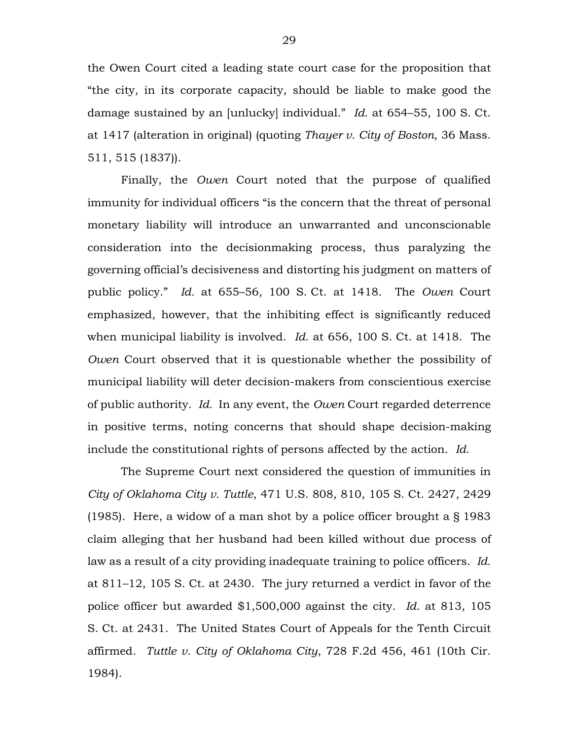the Owen Court cited a leading state court case for the proposition that "the city, in its corporate capacity, should be liable to make good the damage sustained by an [unlucky] individual." *Id.* at 654–55, 100 S. Ct. at 1417 (alteration in original) (quoting *Thayer v. City of Boston*, 36 Mass. 511, 515 (1837)).

Finally, the *Owen* Court noted that the purpose of qualified immunity for individual officers "is the concern that the threat of personal monetary liability will introduce an unwarranted and unconscionable consideration into the decisionmaking process, thus paralyzing the governing official's decisiveness and distorting his judgment on matters of public policy." *Id.* at 655–56, 100 S. Ct. at 1418. The *Owen* Court emphasized, however, that the inhibiting effect is significantly reduced when municipal liability is involved. *Id.* at 656, 100 S. Ct. at 1418. The *Owen* Court observed that it is questionable whether the possibility of municipal liability will deter decision-makers from conscientious exercise of public authority. *Id.* In any event, the *Owen* Court regarded deterrence in positive terms, noting concerns that should shape decision-making include the constitutional rights of persons affected by the action. *Id.*

The Supreme Court next considered the question of immunities in *City of Oklahoma City v. Tuttle*, 471 U.S. 808, 810, 105 S. Ct. 2427, 2429 (1985). Here, a widow of a man shot by a police officer brought a § 1983 claim alleging that her husband had been killed without due process of law as a result of a city providing inadequate training to police officers. *Id.* at 811–12, 105 S. Ct. at 2430. The jury returned a verdict in favor of the police officer but awarded $1,500,000 against the city. *Id.* at 813, 105 S. Ct. at 2431. The United States Court of Appeals for the Tenth Circuit affirmed. *Tuttle v. City of Oklahoma City*, 728 F.2d 456, 461 (10th Cir. 1984).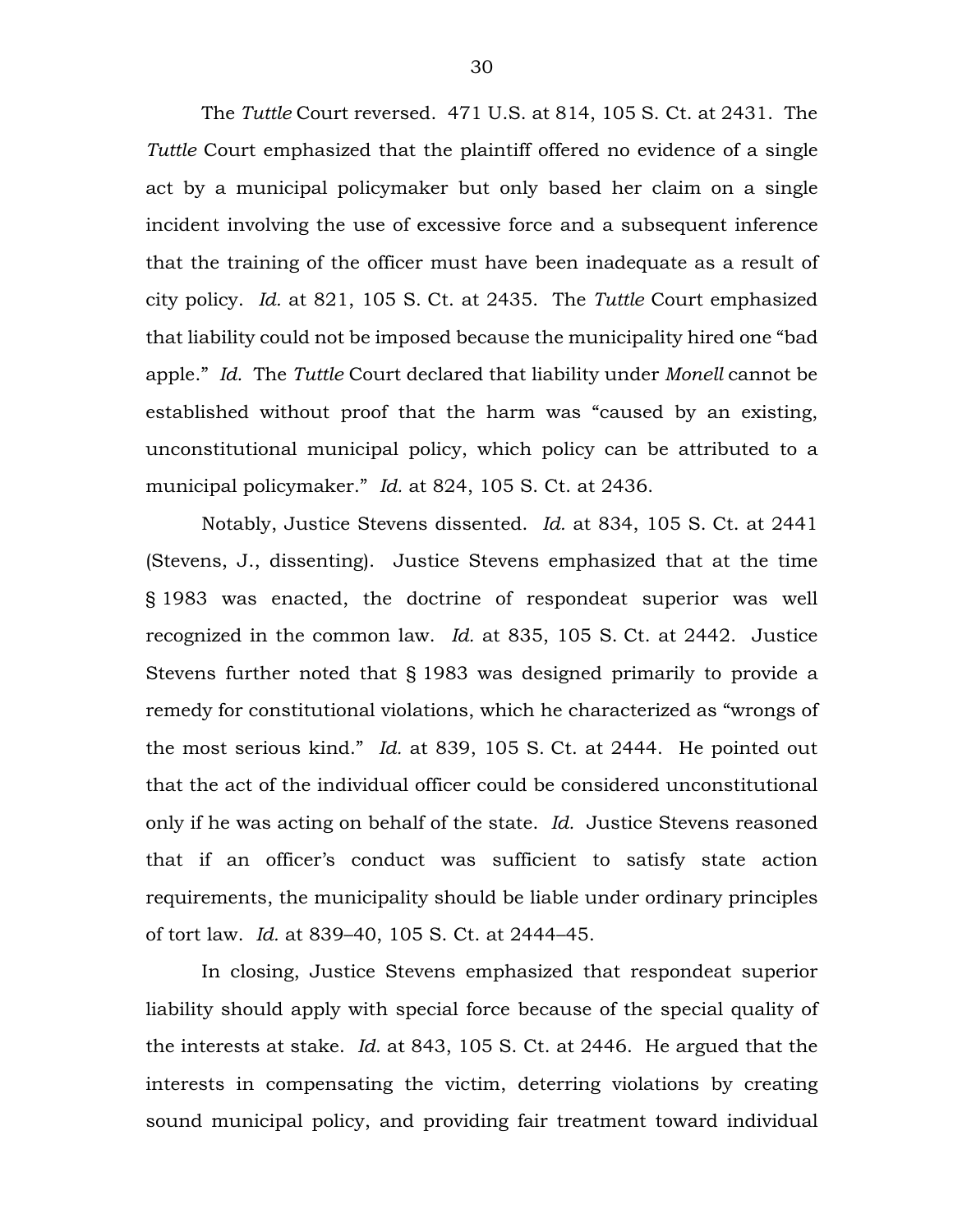The *Tuttle* Court reversed. 471 U.S. at 814, 105 S. Ct. at 2431. The *Tuttle* Court emphasized that the plaintiff offered no evidence of a single act by a municipal policymaker but only based her claim on a single incident involving the use of excessive force and a subsequent inference that the training of the officer must have been inadequate as a result of city policy. *Id.* at 821, 105 S. Ct. at 2435. The *Tuttle* Court emphasized that liability could not be imposed because the municipality hired one "bad apple." *Id.* The *Tuttle* Court declared that liability under *Monell* cannot be established without proof that the harm was "caused by an existing, unconstitutional municipal policy, which policy can be attributed to a municipal policymaker." *Id.* at 824, 105 S. Ct. at 2436.

Notably, Justice Stevens dissented. *Id.* at 834, 105 S. Ct. at 2441 (Stevens, J., dissenting). Justice Stevens emphasized that at the time § 1983 was enacted, the doctrine of respondeat superior was well recognized in the common law. *Id.* at 835, 105 S. Ct. at 2442. Justice Stevens further noted that § 1983 was designed primarily to provide a remedy for constitutional violations, which he characterized as "wrongs of the most serious kind." *Id.* at 839, 105 S. Ct. at 2444. He pointed out that the act of the individual officer could be considered unconstitutional only if he was acting on behalf of the state. *Id.* Justice Stevens reasoned that if an officer's conduct was sufficient to satisfy state action requirements, the municipality should be liable under ordinary principles of tort law. *Id.* at 839–40, 105 S. Ct. at 2444–45.

In closing, Justice Stevens emphasized that respondeat superior liability should apply with special force because of the special quality of the interests at stake. *Id.* at 843, 105 S. Ct. at 2446. He argued that the interests in compensating the victim, deterring violations by creating sound municipal policy, and providing fair treatment toward individual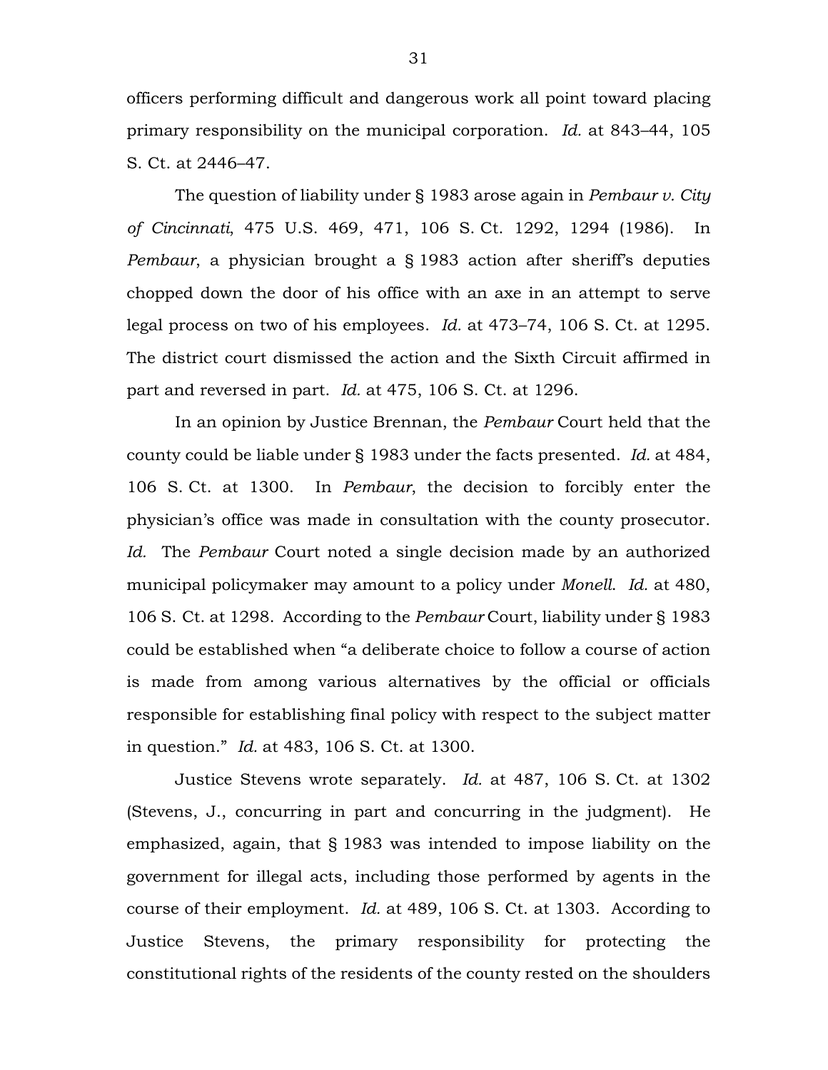officers performing difficult and dangerous work all point toward placing primary responsibility on the municipal corporation. *Id.* at 843–44, 105 S. Ct. at 2446–47.

The question of liability under § 1983 arose again in *Pembaur v. City of Cincinnati*, 475 U.S. 469, 471, 106 S. Ct. 1292, 1294 (1986). In *Pembaur*, a physician brought a § 1983 action after sheriff's deputies chopped down the door of his office with an axe in an attempt to serve legal process on two of his employees. *Id.* at 473–74, 106 S. Ct. at 1295. The district court dismissed the action and the Sixth Circuit affirmed in part and reversed in part. *Id.* at 475, 106 S. Ct. at 1296.

In an opinion by Justice Brennan, the *Pembaur* Court held that the county could be liable under § 1983 under the facts presented. *Id.* at 484, 106 S. Ct. at 1300. In *Pembaur*, the decision to forcibly enter the physician's office was made in consultation with the county prosecutor. *Id.* The *Pembaur* Court noted a single decision made by an authorized municipal policymaker may amount to a policy under *Monell*. *Id.* at 480, 106 S. Ct. at 1298. According to the *Pembaur* Court, liability under § 1983 could be established when "a deliberate choice to follow a course of action is made from among various alternatives by the official or officials responsible for establishing final policy with respect to the subject matter in question." *Id.* at 483, 106 S. Ct. at 1300.

Justice Stevens wrote separately. *Id.* at 487, 106 S. Ct. at 1302 (Stevens, J., concurring in part and concurring in the judgment). He emphasized, again, that § 1983 was intended to impose liability on the government for illegal acts, including those performed by agents in the course of their employment. *Id.* at 489, 106 S. Ct. at 1303. According to Justice Stevens, the primary responsibility for protecting the constitutional rights of the residents of the county rested on the shoulders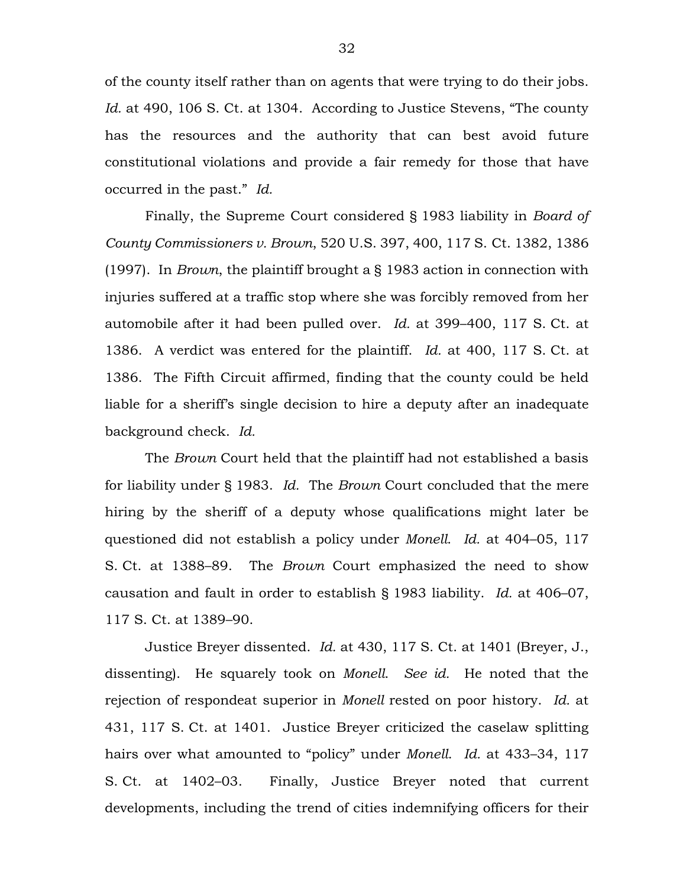of the county itself rather than on agents that were trying to do their jobs. *Id.* at 490, 106 S. Ct. at 1304. According to Justice Stevens, "The county has the resources and the authority that can best avoid future constitutional violations and provide a fair remedy for those that have occurred in the past." *Id.*

Finally, the Supreme Court considered § 1983 liability in *Board of County Commissioners v. Brown*, 520 U.S. 397, 400, 117 S. Ct. 1382, 1386 (1997). In *Brown*, the plaintiff brought a § 1983 action in connection with injuries suffered at a traffic stop where she was forcibly removed from her automobile after it had been pulled over. *Id.* at 399–400, 117 S. Ct. at 1386. A verdict was entered for the plaintiff. *Id.* at 400, 117 S. Ct. at 1386. The Fifth Circuit affirmed, finding that the county could be held liable for a sheriff's single decision to hire a deputy after an inadequate background check. *Id.*

The *Brown* Court held that the plaintiff had not established a basis for liability under § 1983. *Id.* The *Brown* Court concluded that the mere hiring by the sheriff of a deputy whose qualifications might later be questioned did not establish a policy under *Monell*. *Id.* at 404–05, 117 S. Ct. at 1388–89. The *Brown* Court emphasized the need to show causation and fault in order to establish § 1983 liability. *Id.* at 406–07, 117 S. Ct. at 1389–90.

Justice Breyer dissented. *Id.* at 430, 117 S. Ct. at 1401 (Breyer, J., dissenting). He squarely took on *Monell*. *See id.* He noted that the rejection of respondeat superior in *Monell* rested on poor history. *Id.* at 431, 117 S. Ct. at 1401. Justice Breyer criticized the caselaw splitting hairs over what amounted to "policy" under *Monell*. *Id.* at 433–34, 117 S. Ct. at 1402–03. Finally, Justice Breyer noted that current developments, including the trend of cities indemnifying officers for their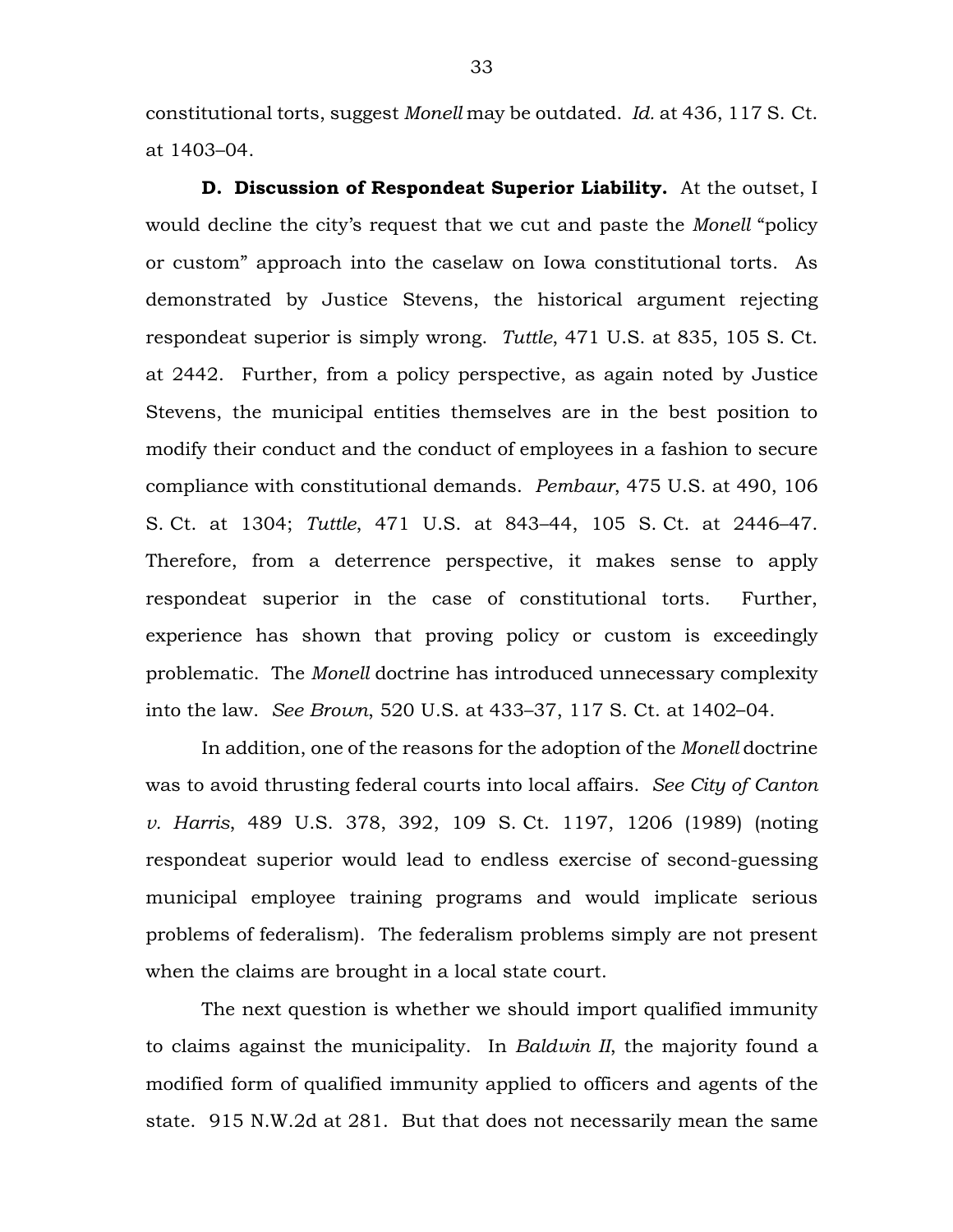constitutional torts, suggest *Monell* may be outdated. *Id.* at 436, 117 S. Ct. at 1403–04.

**D. Discussion of Respondeat Superior Liability.** At the outset, I would decline the city's request that we cut and paste the *Monell* "policy or custom" approach into the caselaw on Iowa constitutional torts. As demonstrated by Justice Stevens, the historical argument rejecting respondeat superior is simply wrong. *Tuttle*, 471 U.S. at 835, 105 S. Ct. at 2442. Further, from a policy perspective, as again noted by Justice Stevens, the municipal entities themselves are in the best position to modify their conduct and the conduct of employees in a fashion to secure compliance with constitutional demands. *Pembaur*, 475 U.S. at 490, 106 S. Ct. at 1304; *Tuttle*, 471 U.S. at 843–44, 105 S. Ct. at 2446–47. Therefore, from a deterrence perspective, it makes sense to apply respondeat superior in the case of constitutional torts. Further, experience has shown that proving policy or custom is exceedingly problematic. The *Monell* doctrine has introduced unnecessary complexity into the law. *See Brown*, 520 U.S. at 433–37, 117 S. Ct. at 1402–04.

In addition, one of the reasons for the adoption of the *Monell* doctrine was to avoid thrusting federal courts into local affairs. *See City of Canton v. Harris*, 489 U.S. 378, 392, 109 S. Ct. 1197, 1206 (1989) (noting respondeat superior would lead to endless exercise of second-guessing municipal employee training programs and would implicate serious problems of federalism). The federalism problems simply are not present when the claims are brought in a local state court.

The next question is whether we should import qualified immunity to claims against the municipality. In *Baldwin II*, the majority found a modified form of qualified immunity applied to officers and agents of the state. 915 N.W.2d at 281. But that does not necessarily mean the same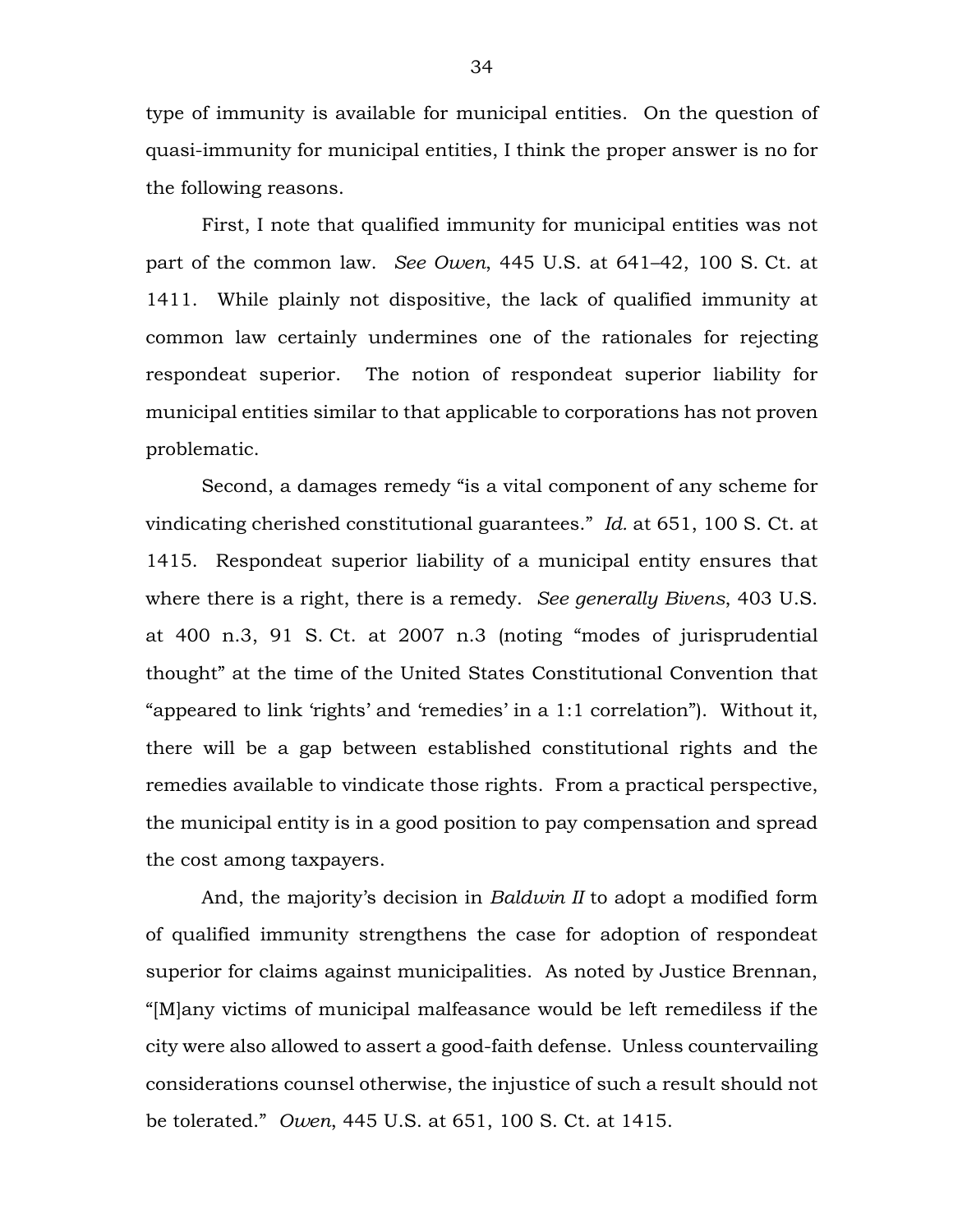type of immunity is available for municipal entities. On the question of quasi-immunity for municipal entities, I think the proper answer is no for the following reasons.

First, I note that qualified immunity for municipal entities was not part of the common law. *See Owen*, 445 U.S. at 641–42, 100 S. Ct. at 1411. While plainly not dispositive, the lack of qualified immunity at common law certainly undermines one of the rationales for rejecting respondeat superior. The notion of respondeat superior liability for municipal entities similar to that applicable to corporations has not proven problematic.

Second, a damages remedy "is a vital component of any scheme for vindicating cherished constitutional guarantees." *Id.* at 651, 100 S. Ct. at 1415. Respondeat superior liability of a municipal entity ensures that where there is a right, there is a remedy. *See generally Bivens*, 403 U.S. at 400 n.3, 91 S. Ct. at 2007 n.3 (noting "modes of jurisprudential thought" at the time of the United States Constitutional Convention that "appeared to link 'rights' and 'remedies' in a 1:1 correlation"). Without it, there will be a gap between established constitutional rights and the remedies available to vindicate those rights. From a practical perspective, the municipal entity is in a good position to pay compensation and spread the cost among taxpayers.

And, the majority's decision in *Baldwin II* to adopt a modified form of qualified immunity strengthens the case for adoption of respondeat superior for claims against municipalities. As noted by Justice Brennan, "[M]any victims of municipal malfeasance would be left remediless if the city were also allowed to assert a good-faith defense. Unless countervailing considerations counsel otherwise, the injustice of such a result should not be tolerated." *Owen*, 445 U.S. at 651, 100 S. Ct. at 1415.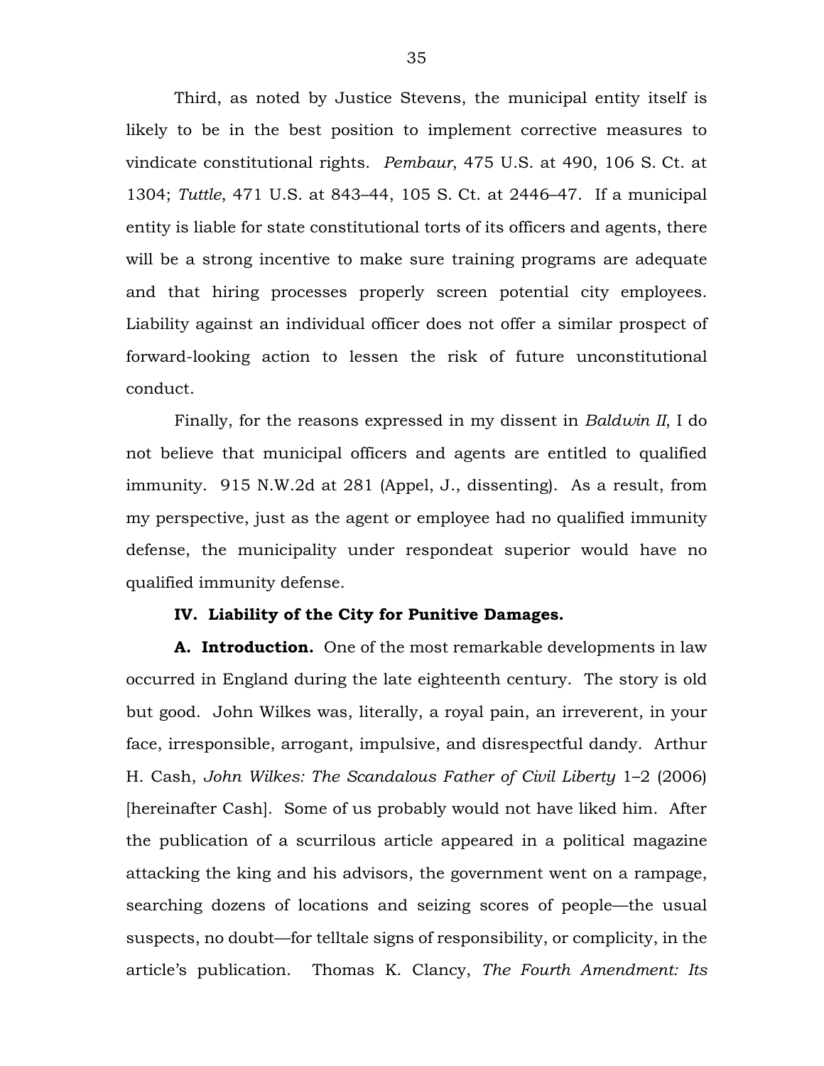Third, as noted by Justice Stevens, the municipal entity itself is likely to be in the best position to implement corrective measures to vindicate constitutional rights. *Pembaur*, 475 U.S. at 490, 106 S. Ct. at 1304; *Tuttle*, 471 U.S. at 843–44, 105 S. Ct. at 2446–47. If a municipal entity is liable for state constitutional torts of its officers and agents, there will be a strong incentive to make sure training programs are adequate and that hiring processes properly screen potential city employees. Liability against an individual officer does not offer a similar prospect of forward-looking action to lessen the risk of future unconstitutional conduct.

Finally, for the reasons expressed in my dissent in *Baldwin II*, I do not believe that municipal officers and agents are entitled to qualified immunity. 915 N.W.2d at 281 (Appel, J., dissenting). As a result, from my perspective, just as the agent or employee had no qualified immunity defense, the municipality under respondeat superior would have no qualified immunity defense.

**IV. Liability of the City for Punitive Damages.**

**A. Introduction.** One of the most remarkable developments in law occurred in England during the late eighteenth century. The story is old but good. John Wilkes was, literally, a royal pain, an irreverent, in your face, irresponsible, arrogant, impulsive, and disrespectful dandy. Arthur H. Cash, *John Wilkes: The Scandalous Father of Civil Liberty* 1–2 (2006) [hereinafter Cash]. Some of us probably would not have liked him. After the publication of a scurrilous article appeared in a political magazine attacking the king and his advisors, the government went on a rampage, searching dozens of locations and seizing scores of people—the usual suspects, no doubt—for telltale signs of responsibility, or complicity, in the article's publication. Thomas K. Clancy, *The Fourth Amendment: Its*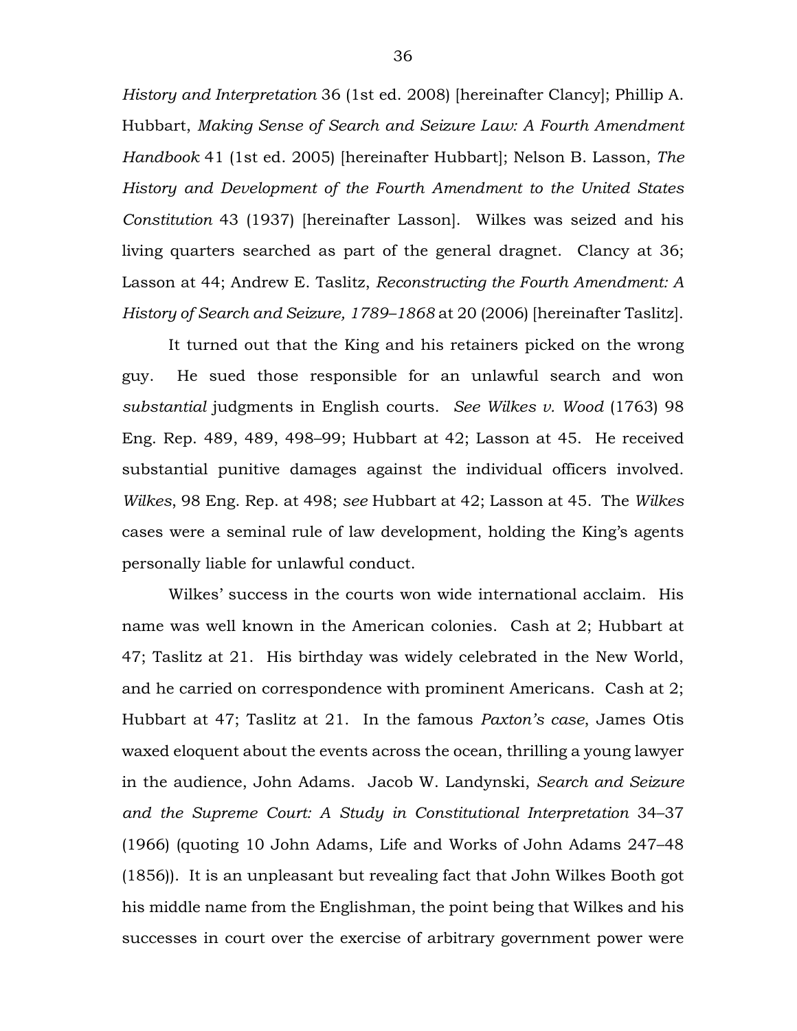*History and Interpretation* 36 (1st ed. 2008) [hereinafter Clancy]; Phillip A. Hubbart, *Making Sense of Search and Seizure Law: A Fourth Amendment Handbook* 41 (1st ed. 2005) [hereinafter Hubbart]; Nelson B. Lasson, *The History and Development of the Fourth Amendment to the United States Constitution* 43 (1937) [hereinafter Lasson]. Wilkes was seized and his living quarters searched as part of the general dragnet. Clancy at 36; Lasson at 44; Andrew E. Taslitz, *Reconstructing the Fourth Amendment: A History of Search and Seizure, 1789–1868* at 20 (2006) [hereinafter Taslitz].

It turned out that the King and his retainers picked on the wrong guy. He sued those responsible for an unlawful search and won *substantial* judgments in English courts. *See Wilkes v. Wood* (1763) 98 Eng. Rep. 489, 489, 498–99; Hubbart at 42; Lasson at 45. He received substantial punitive damages against the individual officers involved. *Wilkes*, 98 Eng. Rep. at 498; *see* Hubbart at 42; Lasson at 45. The *Wilkes* cases were a seminal rule of law development, holding the King's agents personally liable for unlawful conduct.

Wilkes' success in the courts won wide international acclaim. His name was well known in the American colonies. Cash at 2; Hubbart at 47; Taslitz at 21. His birthday was widely celebrated in the New World, and he carried on correspondence with prominent Americans. Cash at 2; Hubbart at 47; Taslitz at 21. In the famous *Paxton's case*, James Otis waxed eloquent about the events across the ocean, thrilling a young lawyer in the audience, John Adams. Jacob W. Landynski, *Search and Seizure and the Supreme Court: A Study in Constitutional Interpretation* 34–37 (1966) (quoting 10 John Adams, Life and Works of John Adams 247–48 (1856)). It is an unpleasant but revealing fact that John Wilkes Booth got his middle name from the Englishman, the point being that Wilkes and his successes in court over the exercise of arbitrary government power were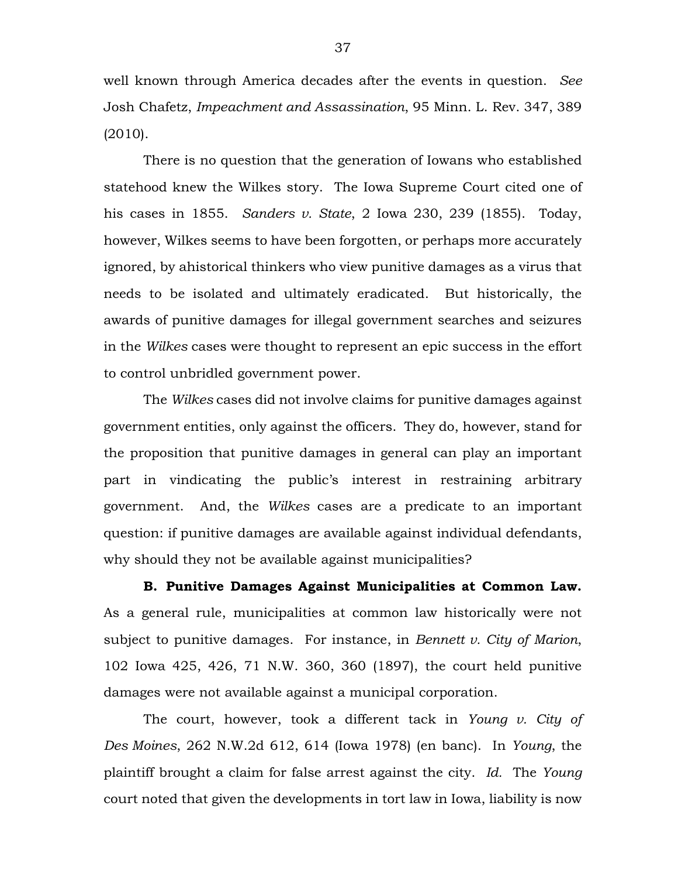well known through America decades after the events in question. *See* Josh Chafetz, *Impeachment and Assassination*, 95 Minn. L. Rev. 347, 389 (2010).

There is no question that the generation of Iowans who established statehood knew the Wilkes story. The Iowa Supreme Court cited one of his cases in 1855. *Sanders v. State*, 2 Iowa 230, 239 (1855). Today, however, Wilkes seems to have been forgotten, or perhaps more accurately ignored, by ahistorical thinkers who view punitive damages as a virus that needs to be isolated and ultimately eradicated. But historically, the awards of punitive damages for illegal government searches and seizures in the *Wilkes* cases were thought to represent an epic success in the effort to control unbridled government power.

The *Wilkes* cases did not involve claims for punitive damages against government entities, only against the officers. They do, however, stand for the proposition that punitive damages in general can play an important part in vindicating the public's interest in restraining arbitrary government. And, the *Wilkes* cases are a predicate to an important question: if punitive damages are available against individual defendants, why should they not be available against municipalities?

**B. Punitive Damages Against Municipalities at Common Law.** As a general rule, municipalities at common law historically were not subject to punitive damages. For instance, in *Bennett v. City of Marion*, 102 Iowa 425, 426, 71 N.W. 360, 360 (1897), the court held punitive damages were not available against a municipal corporation.

The court, however, took a different tack in *Young v. City of Des Moines*, 262 N.W.2d 612, 614 (Iowa 1978) (en banc). In *Young*, the plaintiff brought a claim for false arrest against the city. *Id.* The *Young* court noted that given the developments in tort law in Iowa, liability is now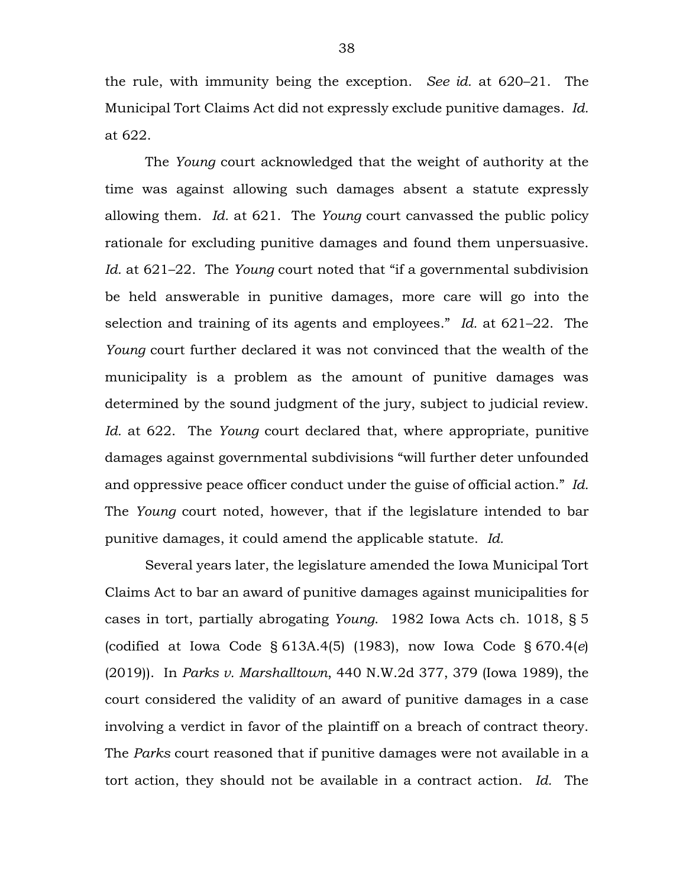the rule, with immunity being the exception. *See id.* at 620–21. The Municipal Tort Claims Act did not expressly exclude punitive damages. *Id.* at 622.

The *Young* court acknowledged that the weight of authority at the time was against allowing such damages absent a statute expressly allowing them. *Id.* at 621. The *Young* court canvassed the public policy rationale for excluding punitive damages and found them unpersuasive. *Id.* at 621–22. The *Young* court noted that "if a governmental subdivision be held answerable in punitive damages, more care will go into the selection and training of its agents and employees." *Id.* at 621–22. The *Young* court further declared it was not convinced that the wealth of the municipality is a problem as the amount of punitive damages was determined by the sound judgment of the jury, subject to judicial review. *Id.* at 622. The *Young* court declared that, where appropriate, punitive damages against governmental subdivisions "will further deter unfounded and oppressive peace officer conduct under the guise of official action." *Id.* The *Young* court noted, however, that if the legislature intended to bar punitive damages, it could amend the applicable statute. *Id.*

Several years later, the legislature amended the Iowa Municipal Tort Claims Act to bar an award of punitive damages against municipalities for cases in tort, partially abrogating *Young*. 1982 Iowa Acts ch. 1018, § 5 (codified at Iowa Code § 613A.4(5) (1983), now Iowa Code § 670.4(*e*) (2019)). In *Parks v. Marshalltown*, 440 N.W.2d 377, 379 (Iowa 1989), the court considered the validity of an award of punitive damages in a case involving a verdict in favor of the plaintiff on a breach of contract theory. The *Parks* court reasoned that if punitive damages were not available in a tort action, they should not be available in a contract action. *Id.* The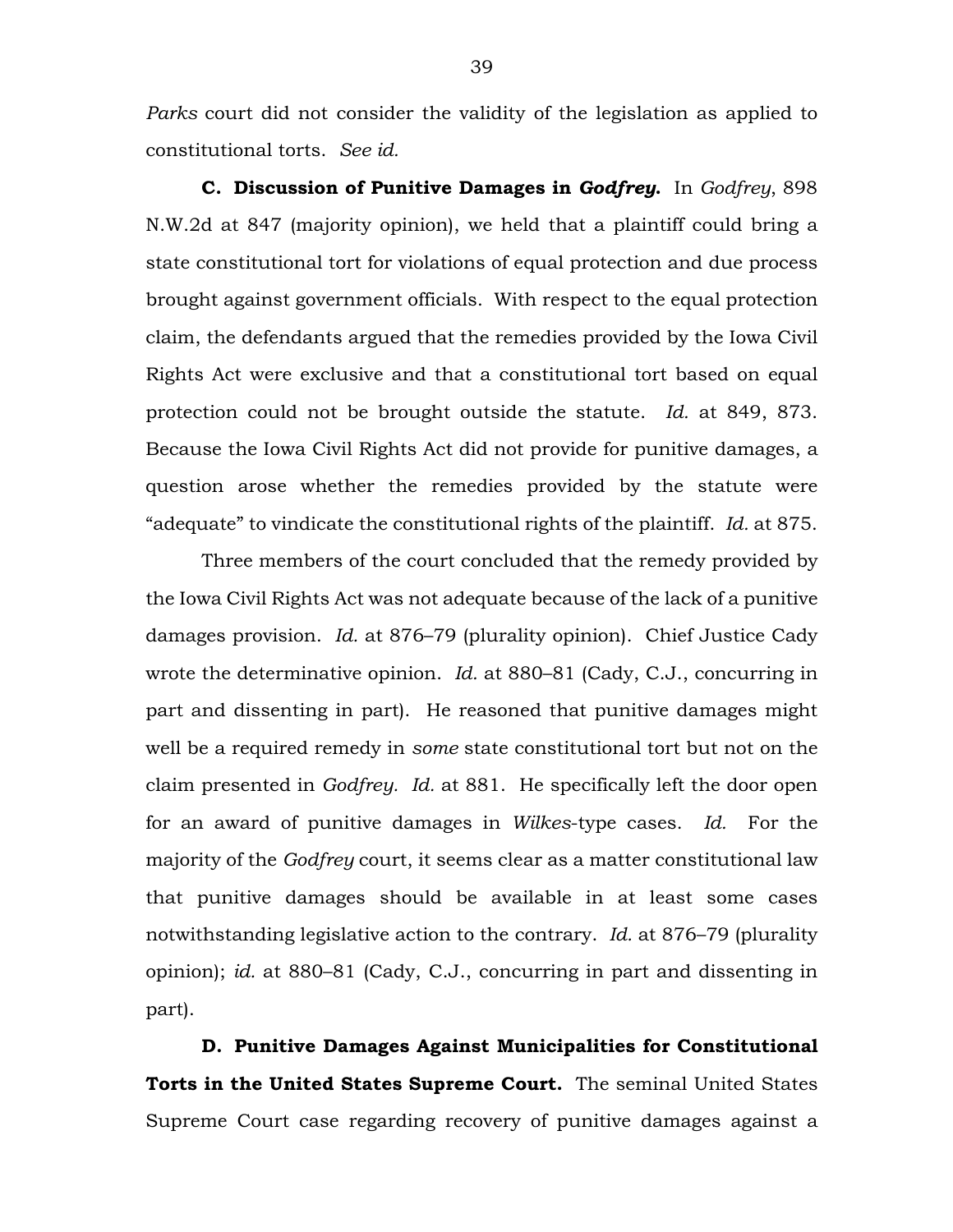*Parks* court did not consider the validity of the legislation as applied to constitutional torts. *See id.*

**C. Discussion of Punitive Damages in *Godfrey*.** In *Godfrey*, 898 N.W.2d at 847 (majority opinion), we held that a plaintiff could bring a state constitutional tort for violations of equal protection and due process brought against government officials. With respect to the equal protection claim, the defendants argued that the remedies provided by the Iowa Civil Rights Act were exclusive and that a constitutional tort based on equal protection could not be brought outside the statute. *Id.* at 849, 873. Because the Iowa Civil Rights Act did not provide for punitive damages, a question arose whether the remedies provided by the statute were "adequate" to vindicate the constitutional rights of the plaintiff. *Id.* at 875.

Three members of the court concluded that the remedy provided by the Iowa Civil Rights Act was not adequate because of the lack of a punitive damages provision. *Id.* at 876–79 (plurality opinion). Chief Justice Cady wrote the determinative opinion. *Id.* at 880–81 (Cady, C.J., concurring in part and dissenting in part). He reasoned that punitive damages might well be a required remedy in *some* state constitutional tort but not on the claim presented in *Godfrey. Id.* at 881. He specifically left the door open for an award of punitive damages in *Wilkes*-type cases. *Id.* For the majority of the *Godfrey* court, it seems clear as a matter constitutional law that punitive damages should be available in at least some cases notwithstanding legislative action to the contrary. *Id.* at 876–79 (plurality opinion); *id.* at 880–81 (Cady, C.J., concurring in part and dissenting in part).

**D. Punitive Damages Against Municipalities for Constitutional Torts in the United States Supreme Court.** The seminal United States Supreme Court case regarding recovery of punitive damages against a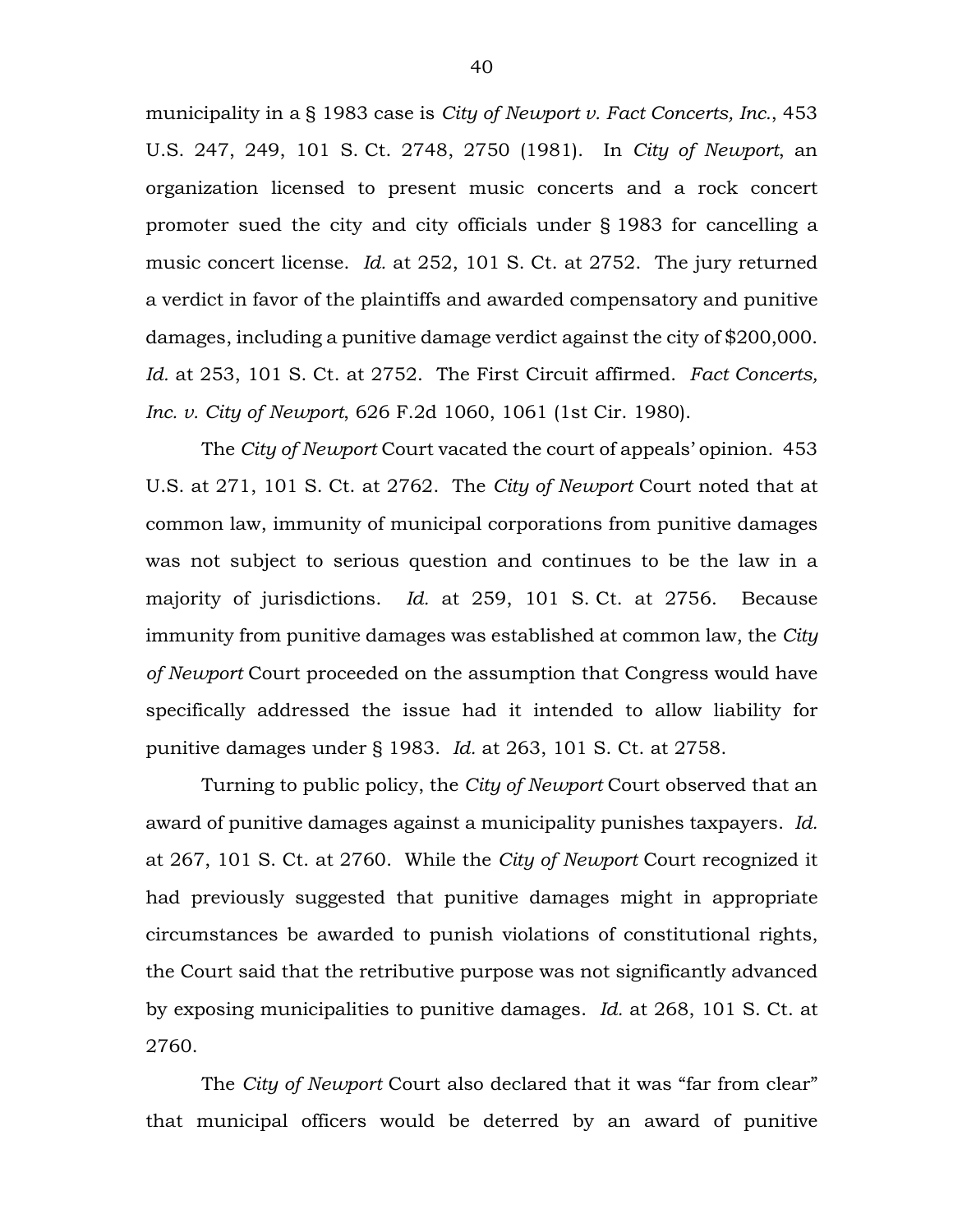municipality in a § 1983 case is *City of Newport v. Fact Concerts, Inc.*, 453 U.S. 247, 249, 101 S. Ct. 2748, 2750 (1981). In *City of Newport*, an organization licensed to present music concerts and a rock concert promoter sued the city and city officials under § 1983 for cancelling a music concert license. *Id.* at 252, 101 S. Ct. at 2752. The jury returned a verdict in favor of the plaintiffs and awarded compensatory and punitive damages, including a punitive damage verdict against the city of $200,000. *Id.* at 253, 101 S. Ct. at 2752. The First Circuit affirmed. *Fact Concerts, Inc. v. City of Newport*, 626 F.2d 1060, 1061 (1st Cir. 1980).

The *City of Newport* Court vacated the court of appeals' opinion. 453 U.S. at 271, 101 S. Ct. at 2762. The *City of Newport* Court noted that at common law, immunity of municipal corporations from punitive damages was not subject to serious question and continues to be the law in a majority of jurisdictions. *Id.* at 259, 101 S. Ct. at 2756. Because immunity from punitive damages was established at common law, the *City of Newport* Court proceeded on the assumption that Congress would have specifically addressed the issue had it intended to allow liability for punitive damages under § 1983. *Id.* at 263, 101 S. Ct. at 2758.

Turning to public policy, the *City of Newport* Court observed that an award of punitive damages against a municipality punishes taxpayers. *Id.* at 267, 101 S. Ct. at 2760. While the *City of Newport* Court recognized it had previously suggested that punitive damages might in appropriate circumstances be awarded to punish violations of constitutional rights, the Court said that the retributive purpose was not significantly advanced by exposing municipalities to punitive damages. *Id.* at 268, 101 S. Ct. at 2760.

The *City of Newport* Court also declared that it was "far from clear" that municipal officers would be deterred by an award of punitive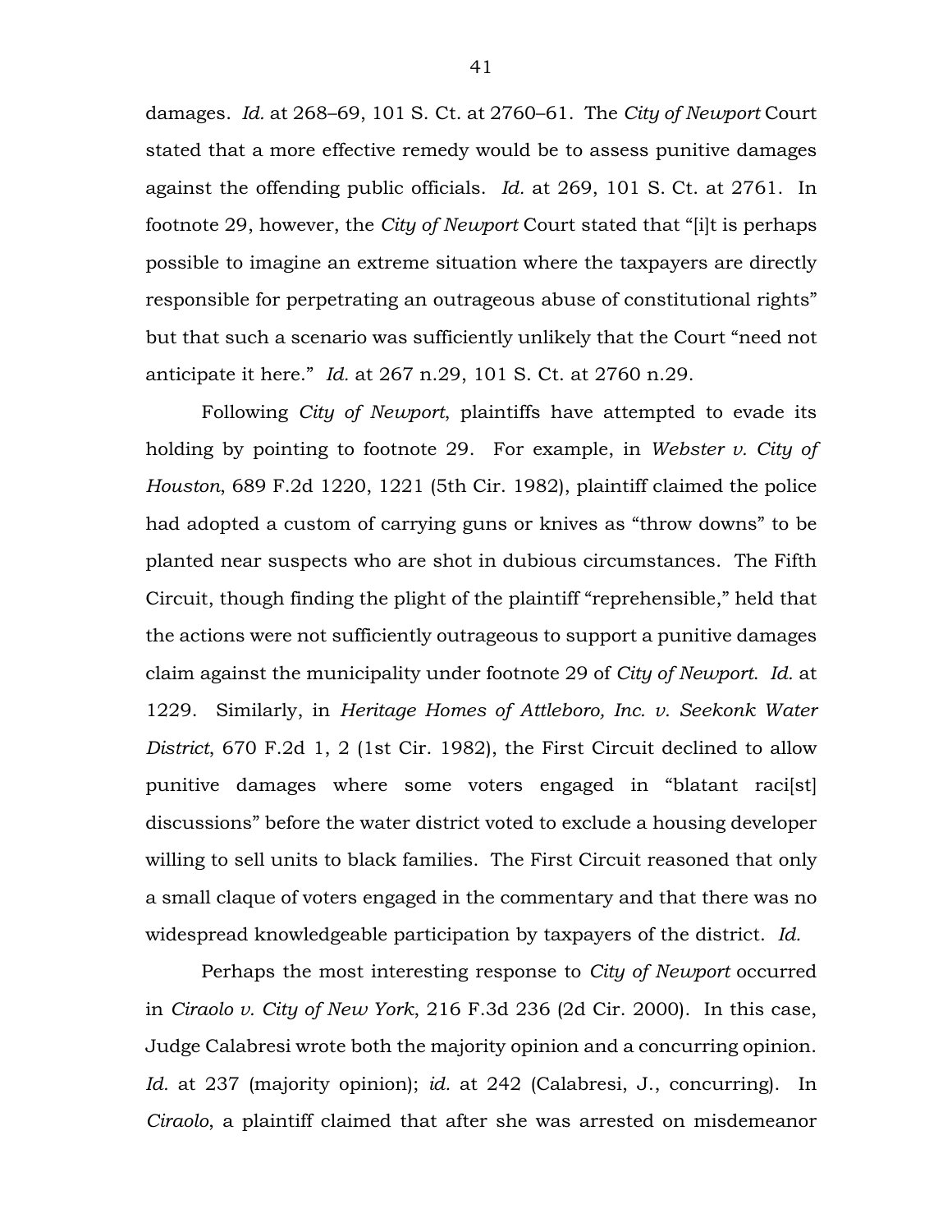damages. *Id.* at 268–69, 101 S. Ct. at 2760–61. The *City of Newport* Court stated that a more effective remedy would be to assess punitive damages against the offending public officials. *Id.* at 269, 101 S. Ct. at 2761. In footnote 29, however, the *City of Newport* Court stated that "[i]t is perhaps possible to imagine an extreme situation where the taxpayers are directly responsible for perpetrating an outrageous abuse of constitutional rights" but that such a scenario was sufficiently unlikely that the Court "need not anticipate it here." *Id.* at 267 n.29, 101 S. Ct. at 2760 n.29.

Following *City of Newport*, plaintiffs have attempted to evade its holding by pointing to footnote 29. For example, in *Webster v. City of Houston*, 689 F.2d 1220, 1221 (5th Cir. 1982), plaintiff claimed the police had adopted a custom of carrying guns or knives as "throw downs" to be planted near suspects who are shot in dubious circumstances. The Fifth Circuit, though finding the plight of the plaintiff "reprehensible," held that the actions were not sufficiently outrageous to support a punitive damages claim against the municipality under footnote 29 of *City of Newport*. *Id.* at 1229. Similarly, in *Heritage Homes of Attleboro, Inc. v. Seekonk Water District*, 670 F.2d 1, 2 (1st Cir. 1982), the First Circuit declined to allow punitive damages where some voters engaged in "blatant raci[st] discussions" before the water district voted to exclude a housing developer willing to sell units to black families. The First Circuit reasoned that only a small claque of voters engaged in the commentary and that there was no widespread knowledgeable participation by taxpayers of the district. *Id.*

Perhaps the most interesting response to *City of Newport* occurred in *Ciraolo v. City of New York*, 216 F.3d 236 (2d Cir. 2000). In this case, Judge Calabresi wrote both the majority opinion and a concurring opinion. *Id.* at 237 (majority opinion); *id.* at 242 (Calabresi, J., concurring). In *Ciraolo*, a plaintiff claimed that after she was arrested on misdemeanor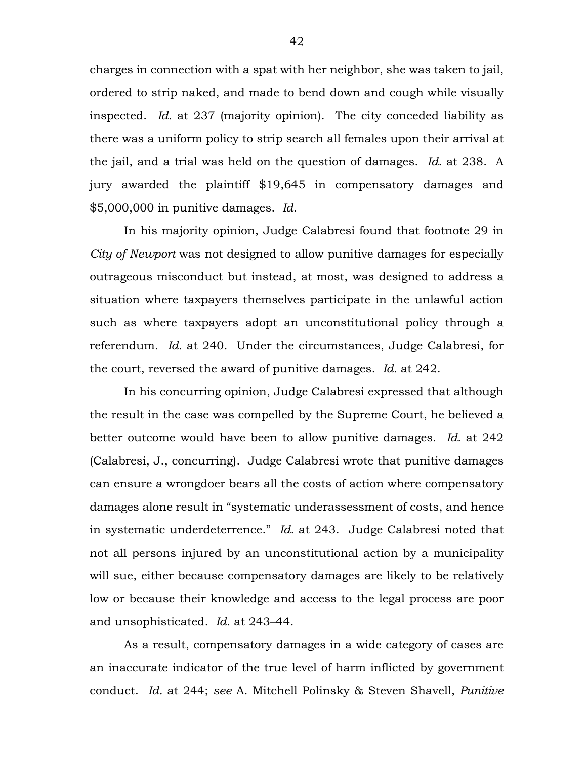charges in connection with a spat with her neighbor, she was taken to jail, ordered to strip naked, and made to bend down and cough while visually inspected. *Id.* at 237 (majority opinion). The city conceded liability as there was a uniform policy to strip search all females upon their arrival at the jail, and a trial was held on the question of damages. *Id.* at 238. A jury awarded the plaintiff $19,645 in compensatory damages and $5,000,000 in punitive damages. *Id.*

In his majority opinion, Judge Calabresi found that footnote 29 in *City of Newport* was not designed to allow punitive damages for especially outrageous misconduct but instead, at most, was designed to address a situation where taxpayers themselves participate in the unlawful action such as where taxpayers adopt an unconstitutional policy through a referendum. *Id.* at 240. Under the circumstances, Judge Calabresi, for the court, reversed the award of punitive damages. *Id.* at 242.

In his concurring opinion, Judge Calabresi expressed that although the result in the case was compelled by the Supreme Court, he believed a better outcome would have been to allow punitive damages. *Id.* at 242 (Calabresi, J., concurring). Judge Calabresi wrote that punitive damages can ensure a wrongdoer bears all the costs of action where compensatory damages alone result in "systematic underassessment of costs, and hence in systematic underdeterrence." *Id.* at 243. Judge Calabresi noted that not all persons injured by an unconstitutional action by a municipality will sue, either because compensatory damages are likely to be relatively low or because their knowledge and access to the legal process are poor and unsophisticated. *Id.* at 243–44.

As a result, compensatory damages in a wide category of cases are an inaccurate indicator of the true level of harm inflicted by government conduct. *Id.* at 244; *see* A. Mitchell Polinsky & Steven Shavell, *Punitive*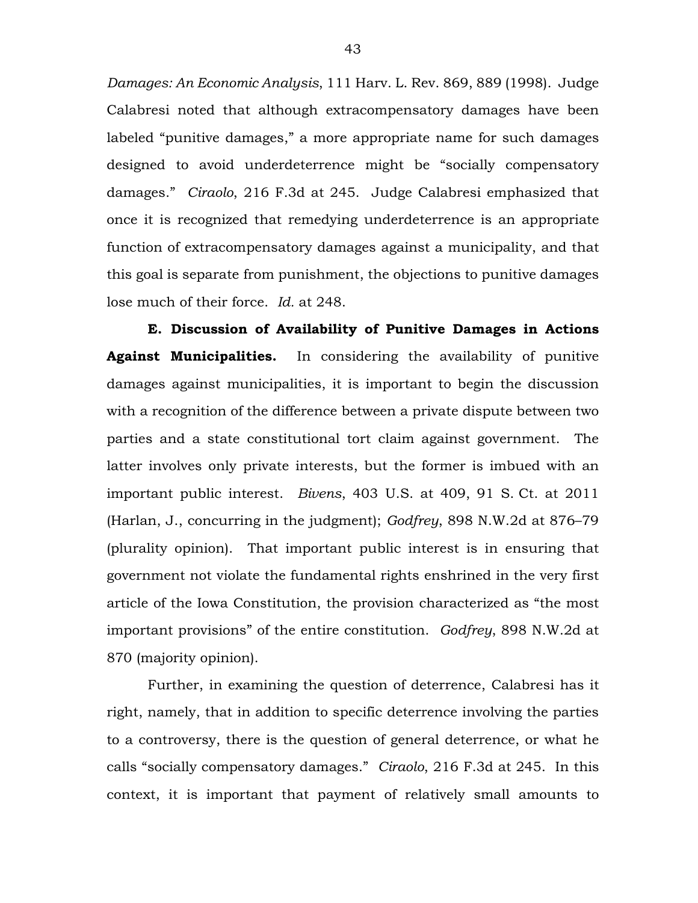*Damages: An Economic Analysis*, 111 Harv. L. Rev. 869, 889 (1998). Judge Calabresi noted that although extracompensatory damages have been labeled "punitive damages," a more appropriate name for such damages designed to avoid underdeterrence might be "socially compensatory damages." *Ciraolo*, 216 F.3d at 245. Judge Calabresi emphasized that once it is recognized that remedying underdeterrence is an appropriate function of extracompensatory damages against a municipality, and that this goal is separate from punishment, the objections to punitive damages lose much of their force. *Id.* at 248.

**E. Discussion of Availability of Punitive Damages in Actions Against Municipalities.** In considering the availability of punitive damages against municipalities, it is important to begin the discussion with a recognition of the difference between a private dispute between two parties and a state constitutional tort claim against government. The latter involves only private interests, but the former is imbued with an important public interest. *Bivens*, 403 U.S. at 409, 91 S. Ct. at 2011 (Harlan, J., concurring in the judgment); *Godfrey*, 898 N.W.2d at 876–79 (plurality opinion). That important public interest is in ensuring that government not violate the fundamental rights enshrined in the very first article of the Iowa Constitution, the provision characterized as "the most important provisions" of the entire constitution. *Godfrey*, 898 N.W.2d at 870 (majority opinion).

Further, in examining the question of deterrence, Calabresi has it right, namely, that in addition to specific deterrence involving the parties to a controversy, there is the question of general deterrence, or what he calls "socially compensatory damages." *Ciraolo*, 216 F.3d at 245. In this context, it is important that payment of relatively small amounts to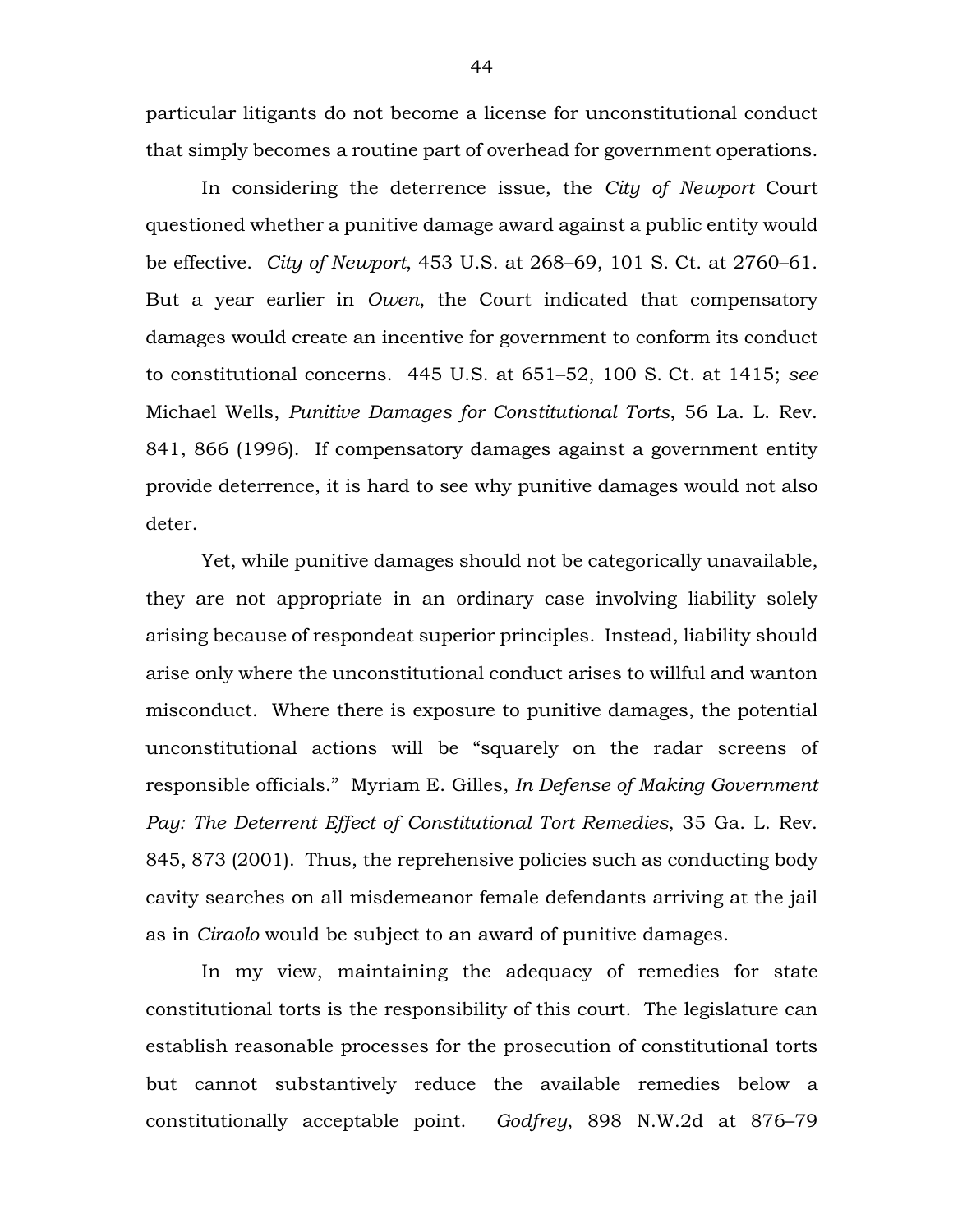particular litigants do not become a license for unconstitutional conduct that simply becomes a routine part of overhead for government operations.

In considering the deterrence issue, the *City of Newport* Court questioned whether a punitive damage award against a public entity would be effective. *City of Newport*, 453 U.S. at 268–69, 101 S. Ct. at 2760–61. But a year earlier in *Owen*, the Court indicated that compensatory damages would create an incentive for government to conform its conduct to constitutional concerns. 445 U.S. at 651–52, 100 S. Ct. at 1415; *see* Michael Wells, *Punitive Damages for Constitutional Torts*, 56 La. L. Rev. 841, 866 (1996). If compensatory damages against a government entity provide deterrence, it is hard to see why punitive damages would not also deter.

Yet, while punitive damages should not be categorically unavailable, they are not appropriate in an ordinary case involving liability solely arising because of respondeat superior principles. Instead, liability should arise only where the unconstitutional conduct arises to willful and wanton misconduct. Where there is exposure to punitive damages, the potential unconstitutional actions will be "squarely on the radar screens of responsible officials." Myriam E. Gilles, *In Defense of Making Government Pay: The Deterrent Effect of Constitutional Tort Remedies*, 35 Ga. L. Rev. 845, 873 (2001). Thus, the reprehensive policies such as conducting body cavity searches on all misdemeanor female defendants arriving at the jail as in *Ciraolo* would be subject to an award of punitive damages.

In my view, maintaining the adequacy of remedies for state constitutional torts is the responsibility of this court. The legislature can establish reasonable processes for the prosecution of constitutional torts but cannot substantively reduce the available remedies below a constitutionally acceptable point. *Godfrey*, 898 N.W.2d at 876–79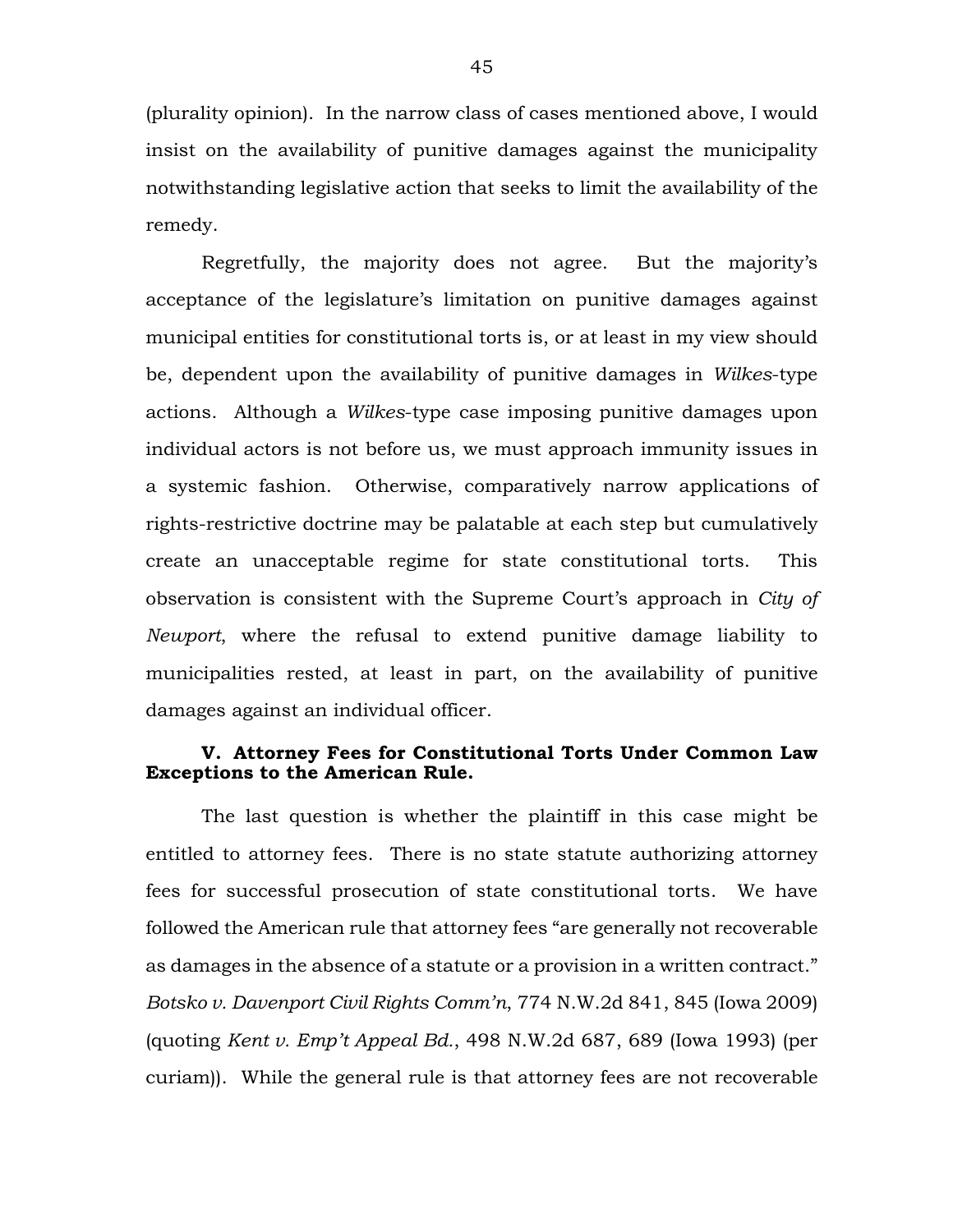(plurality opinion). In the narrow class of cases mentioned above, I would insist on the availability of punitive damages against the municipality notwithstanding legislative action that seeks to limit the availability of the remedy.

Regretfully, the majority does not agree. But the majority's acceptance of the legislature's limitation on punitive damages against municipal entities for constitutional torts is, or at least in my view should be, dependent upon the availability of punitive damages in *Wilkes*-type actions. Although a *Wilkes*-type case imposing punitive damages upon individual actors is not before us, we must approach immunity issues in a systemic fashion. Otherwise, comparatively narrow applications of rights-restrictive doctrine may be palatable at each step but cumulatively create an unacceptable regime for state constitutional torts. This observation is consistent with the Supreme Court's approach in *City of Newport*, where the refusal to extend punitive damage liability to municipalities rested, at least in part, on the availability of punitive damages against an individual officer.

### V. Attorney Fees for Constitutional Torts Under Common Law Exceptions to the American Rule.

The last question is whether the plaintiff in this case might be entitled to attorney fees. There is no state statute authorizing attorney fees for successful prosecution of state constitutional torts. We have followed the American rule that attorney fees "are generally not recoverable as damages in the absence of a statute or a provision in a written contract." *Botsko v. Davenport Civil Rights Comm'n*, 774 N.W.2d 841, 845 (Iowa 2009) (quoting *Kent v. Emp't Appeal Bd.*, 498 N.W.2d 687, 689 (Iowa 1993) (per curiam)). While the general rule is that attorney fees are not recoverable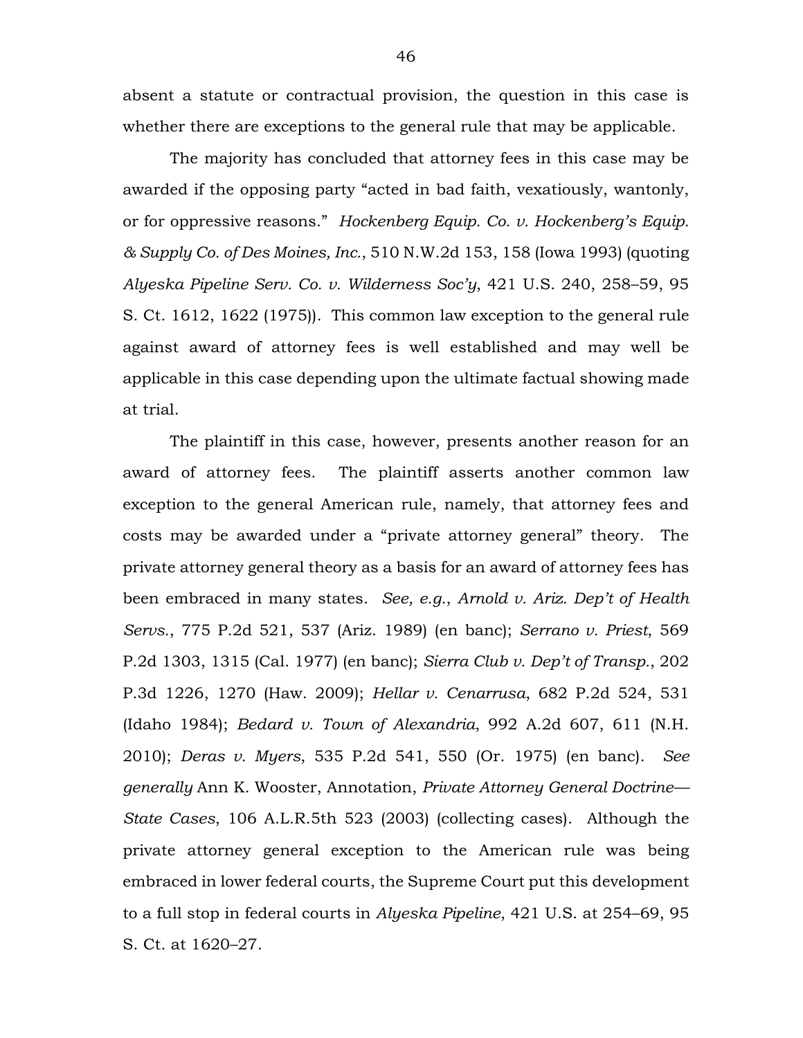absent a statute or contractual provision, the question in this case is whether there are exceptions to the general rule that may be applicable.

The majority has concluded that attorney fees in this case may be awarded if the opposing party "acted in bad faith, vexatiously, wantonly, or for oppressive reasons." *Hockenberg Equip. Co. v. Hockenberg's Equip. & Supply Co. of Des Moines, Inc.*, 510 N.W.2d 153, 158 (Iowa 1993) (quoting *Alyeska Pipeline Serv. Co. v. Wilderness Soc'y*, 421 U.S. 240, 258–59, 95 S. Ct. 1612, 1622 (1975)). This common law exception to the general rule against award of attorney fees is well established and may well be applicable in this case depending upon the ultimate factual showing made at trial.

The plaintiff in this case, however, presents another reason for an award of attorney fees. The plaintiff asserts another common law exception to the general American rule, namely, that attorney fees and costs may be awarded under a "private attorney general" theory. The private attorney general theory as a basis for an award of attorney fees has been embraced in many states. *See, e.g.*, *Arnold v. Ariz. Dep't of Health Servs.*, 775 P.2d 521, 537 (Ariz. 1989) (en banc); *Serrano v. Priest*, 569 P.2d 1303, 1315 (Cal. 1977) (en banc); *Sierra Club v. Dep't of Transp.*, 202 P.3d 1226, 1270 (Haw. 2009); *Hellar v. Cenarrusa*, 682 P.2d 524, 531 (Idaho 1984); *Bedard v. Town of Alexandria*, 992 A.2d 607, 611 (N.H. 2010); *Deras v. Myers*, 535 P.2d 541, 550 (Or. 1975) (en banc). *See generally* Ann K. Wooster, Annotation, *Private Attorney General Doctrine—State Cases*, 106 A.L.R.5th 523 (2003) (collecting cases). Although the private attorney general exception to the American rule was being embraced in lower federal courts, the Supreme Court put this development to a full stop in federal courts in *Alyeska Pipeline*, 421 U.S. at 254–69, 95 S. Ct. at 1620–27.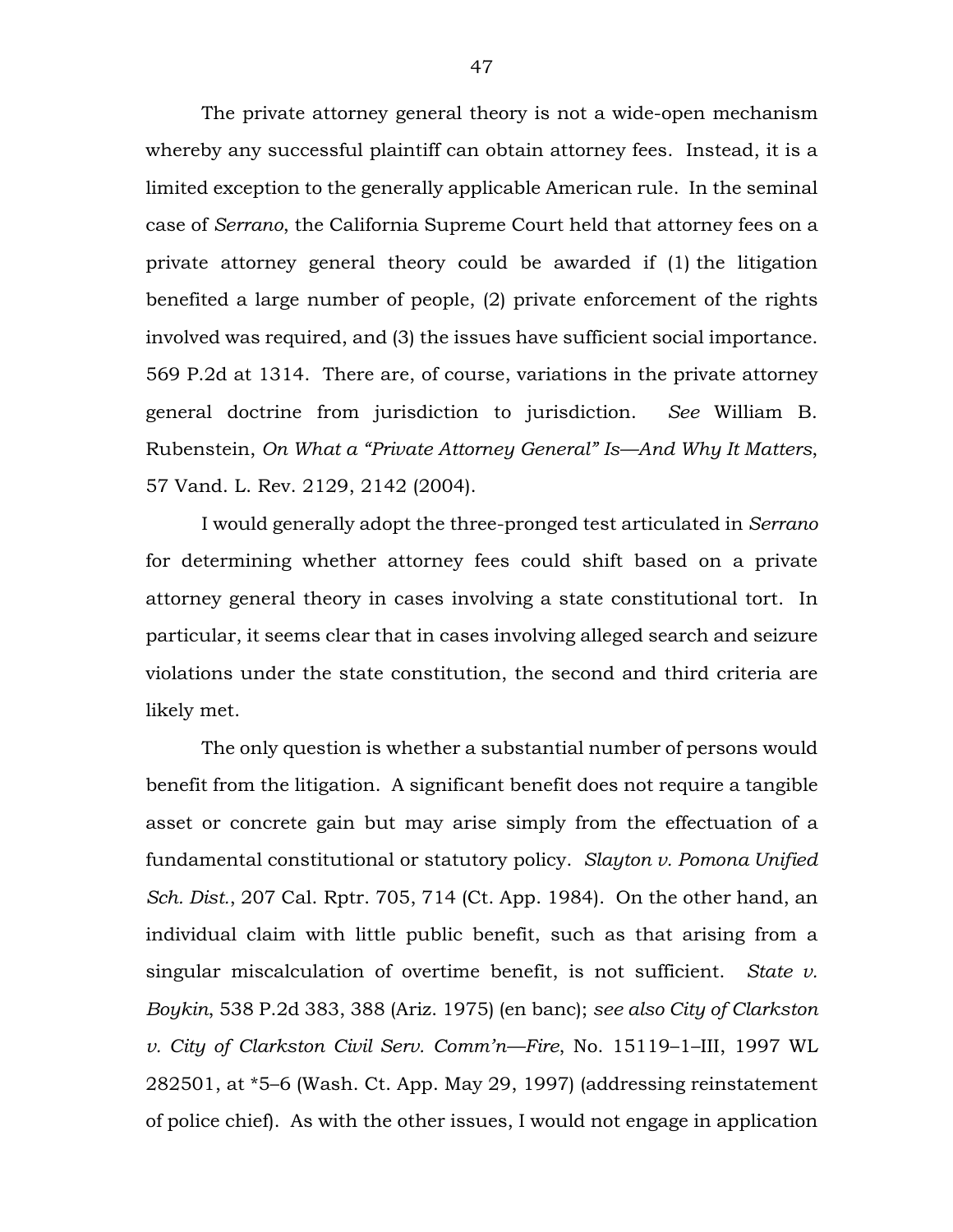The private attorney general theory is not a wide-open mechanism whereby any successful plaintiff can obtain attorney fees. Instead, it is a limited exception to the generally applicable American rule. In the seminal case of *Serrano*, the California Supreme Court held that attorney fees on a private attorney general theory could be awarded if (1) the litigation benefited a large number of people, (2) private enforcement of the rights involved was required, and (3) the issues have sufficient social importance. 569 P.2d at 1314. There are, of course, variations in the private attorney general doctrine from jurisdiction to jurisdiction. *See* William B. Rubenstein, *On What a "Private Attorney General" Is—And Why It Matters*, 57 Vand. L. Rev. 2129, 2142 (2004).

I would generally adopt the three-pronged test articulated in *Serrano* for determining whether attorney fees could shift based on a private attorney general theory in cases involving a state constitutional tort. In particular, it seems clear that in cases involving alleged search and seizure violations under the state constitution, the second and third criteria are likely met.

The only question is whether a substantial number of persons would benefit from the litigation. A significant benefit does not require a tangible asset or concrete gain but may arise simply from the effectuation of a fundamental constitutional or statutory policy. *Slayton v. Pomona Unified Sch. Dist.*, 207 Cal. Rptr. 705, 714 (Ct. App. 1984). On the other hand, an individual claim with little public benefit, such as that arising from a singular miscalculation of overtime benefit, is not sufficient. *State v. Boykin*, 538 P.2d 383, 388 (Ariz. 1975) (en banc); *see also City of Clarkston v. City of Clarkston Civil Serv. Comm'n—Fire*, No. 15119–1–III, 1997 WL 282501, at *5–6 (Wash. Ct. App. May 29, 1997) (addressing reinstatement of police chief). As with the other issues, I would not engage in application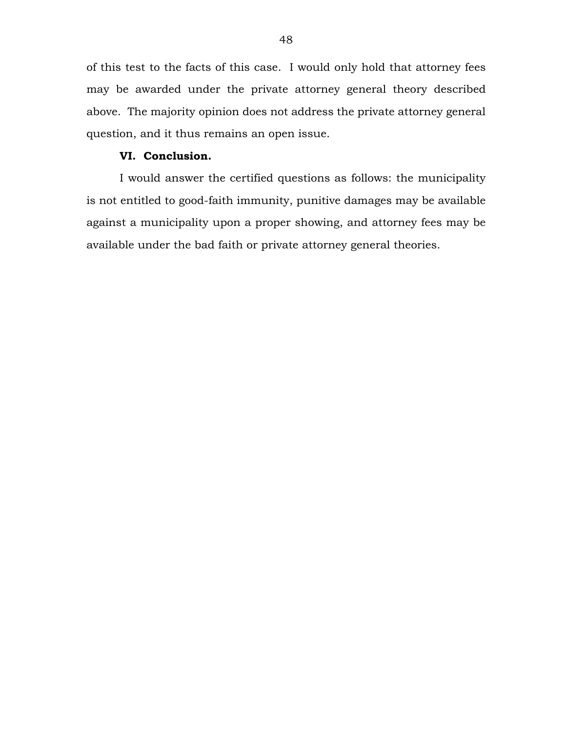of this test to the facts of this case. I would only hold that attorney fees may be awarded under the private attorney general theory described above. The majority opinion does not address the private attorney general question, and it thus remains an open issue.

### VI. Conclusion.

I would answer the certified questions as follows: the municipality is not entitled to good-faith immunity, punitive damages may be available against a municipality upon a proper showing, and attorney fees may be available under the bad faith or private attorney general theories.